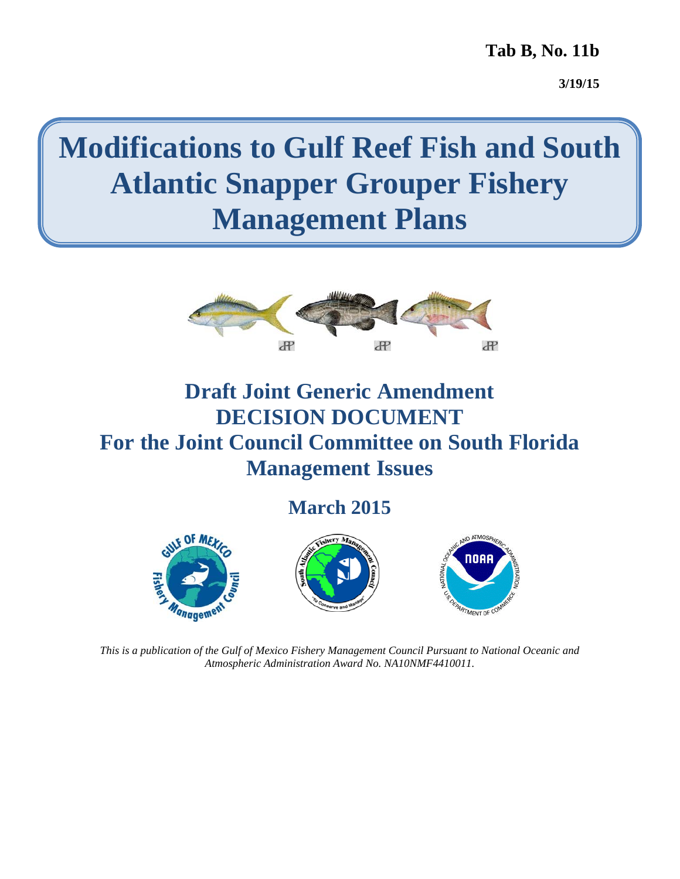**Tab B, No. 11b**

**3/19/15**

# Modifications to Gulf Reef Fish and South Atlantic Snapper Grouper Fishery Management Plans

## Draft Joint Generic Amendment
## DECISION DOCUMENT
## For the Joint Council Committee on South Florida Management Issues

## March 2015

*This is a publication of the Gulf of Mexico Fishery Management Council Pursuant to National Oceanic and Atmospheric Administration Award No. NA10NMF4410011.*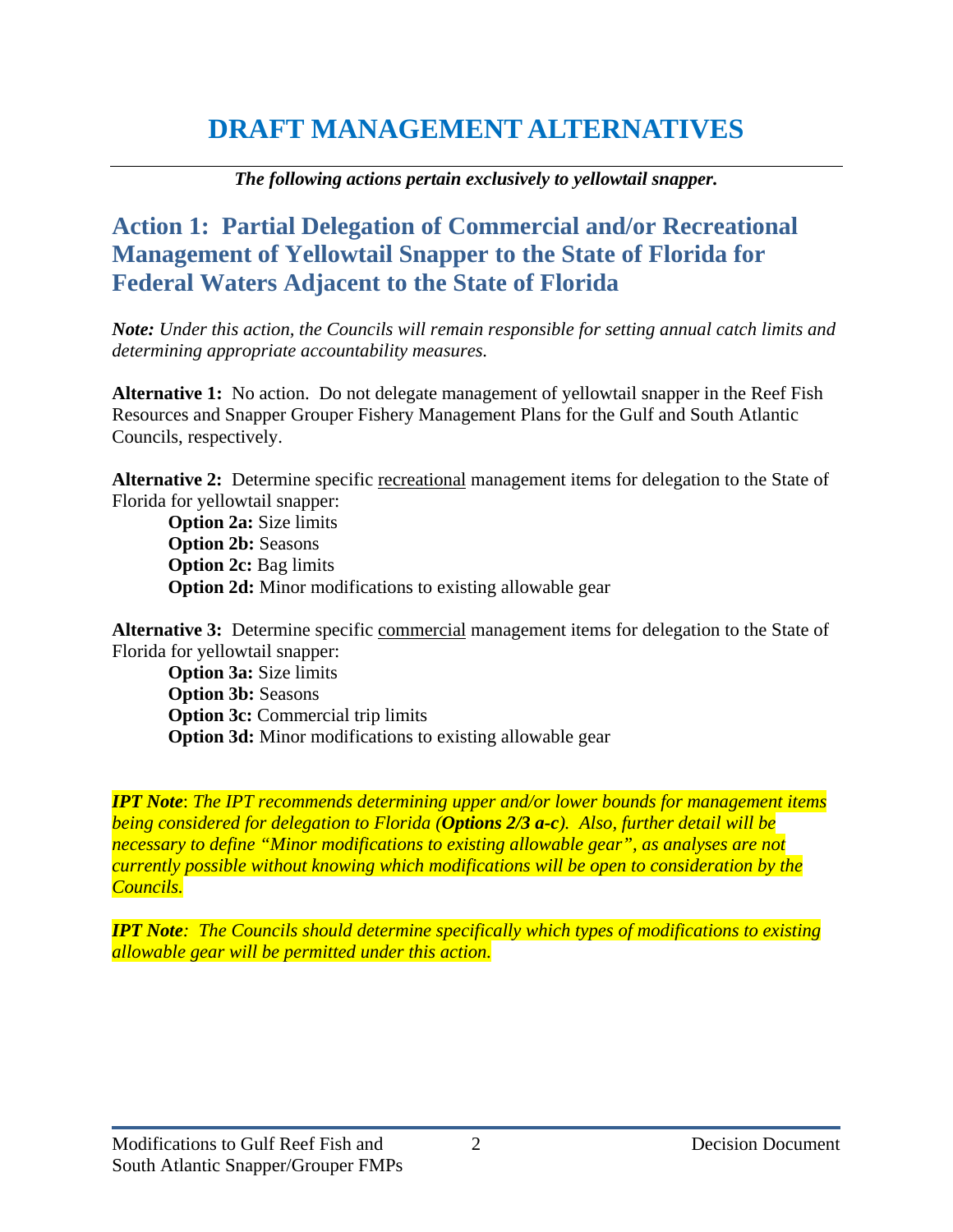# DRAFT MANAGEMENT ALTERNATIVES

***The following actions pertain exclusively to yellowtail snapper.***

## Action 1: Partial Delegation of Commercial and/or Recreational Management of Yellowtail Snapper to the State of Florida for Federal Waters Adjacent to the State of Florida

***Note:*** *Under this action, the Councils will remain responsible for setting annual catch limits and determining appropriate accountability measures.*

**Alternative 1:** No action. Do not delegate management of yellowtail snapper in the Reef Fish Resources and Snapper Grouper Fishery Management Plans for the Gulf and South Atlantic Councils, respectively.

**Alternative 2:** Determine specific <u>recreational</u> management items for delegation to the State of Florida for yellowtail snapper:

- **Option 2a:** Size limits
- **Option 2b:** Seasons
- **Option 2c:** Bag limits
- **Option 2d:** Minor modifications to existing allowable gear

**Alternative 3:** Determine specific <u>commercial</u> management items for delegation to the State of Florida for yellowtail snapper:

- **Option 3a:** Size limits
- **Option 3b:** Seasons
- **Option 3c:** Commercial trip limits
- **Option 3d:** Minor modifications to existing allowable gear

***IPT Note***: *The IPT recommends determining upper and/or lower bounds for management items being considered for delegation to Florida (**Options 2/3 a-c**). Also, further detail will be necessary to define "Minor modifications to existing allowable gear", as analyses are not currently possible without knowing which modifications will be open to consideration by the Councils.*

***IPT Note***: *The Councils should determine specifically which types of modifications to existing allowable gear will be permitted under this action.*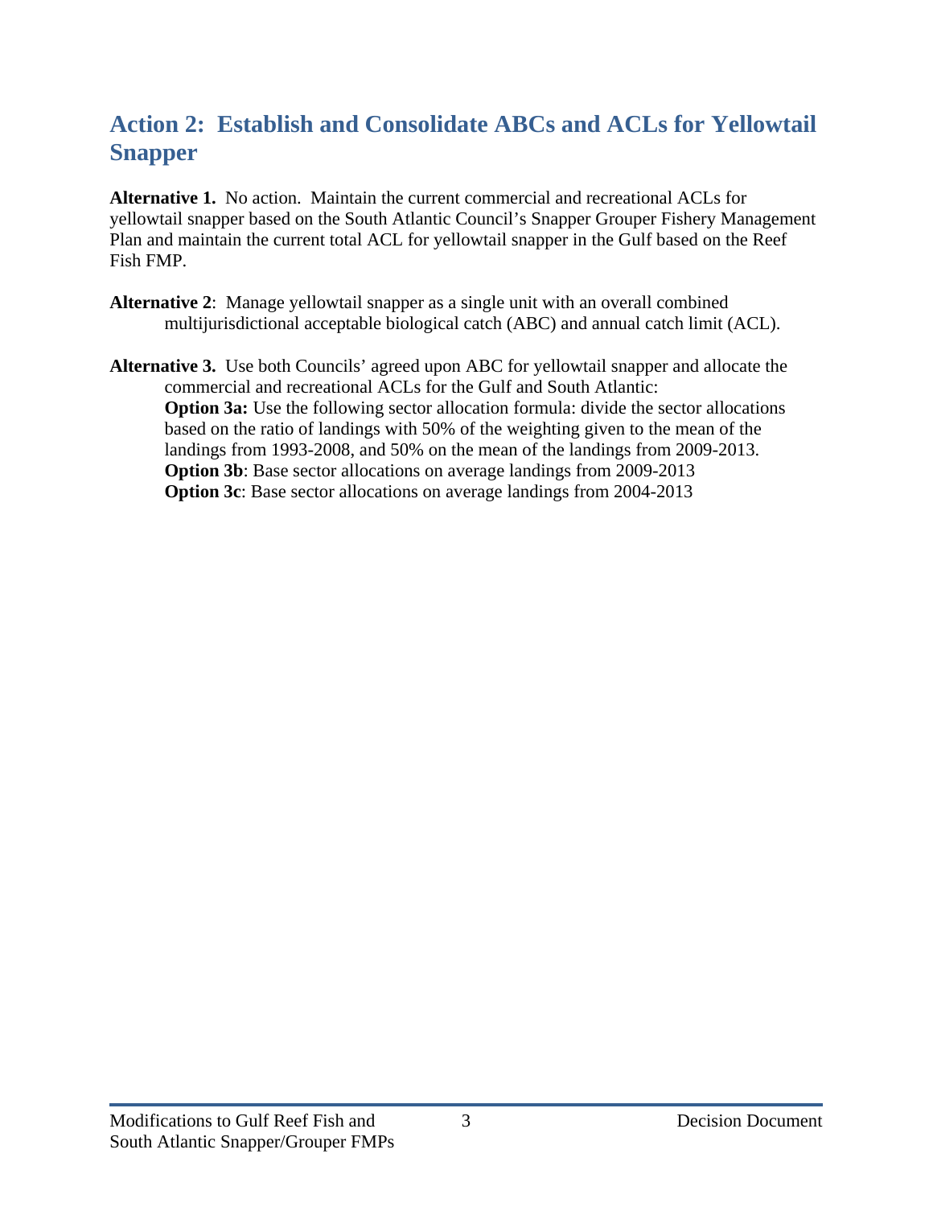## Action 2: Establish and Consolidate ABCs and ACLs for Yellowtail Snapper

**Alternative 1.** No action. Maintain the current commercial and recreational ACLs for yellowtail snapper based on the South Atlantic Council's Snapper Grouper Fishery Management Plan and maintain the current total ACL for yellowtail snapper in the Gulf based on the Reef Fish FMP.

**Alternative 2**: Manage yellowtail snapper as a single unit with an overall combined multijurisdictional acceptable biological catch (ABC) and annual catch limit (ACL).

**Alternative 3.** Use both Councils' agreed upon ABC for yellowtail snapper and allocate the commercial and recreational ACLs for the Gulf and South Atlantic:

- **Option 3a:** Use the following sector allocation formula: divide the sector allocations based on the ratio of landings with 50% of the weighting given to the mean of the landings from 1993-2008, and 50% on the mean of the landings from 2009-2013.
- **Option 3b**: Base sector allocations on average landings from 2009-2013
- **Option 3c**: Base sector allocations on average landings from 2004-2013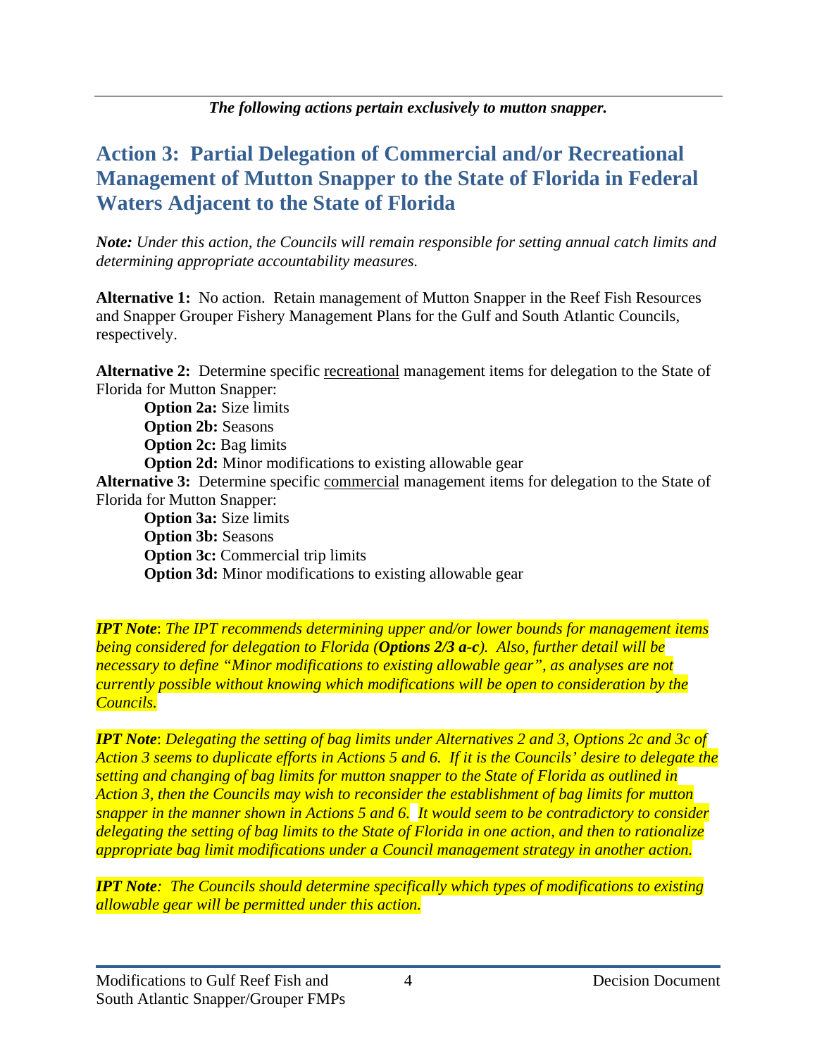***The following actions pertain exclusively to mutton snapper.***

## Action 3: Partial Delegation of Commercial and/or Recreational Management of Mutton Snapper to the State of Florida in Federal Waters Adjacent to the State of Florida

***Note:*** *Under this action, the Councils will remain responsible for setting annual catch limits and determining appropriate accountability measures.*

**Alternative 1:** No action. Retain management of Mutton Snapper in the Reef Fish Resources and Snapper Grouper Fishery Management Plans for the Gulf and South Atlantic Councils, respectively.

**Alternative 2:** Determine specific recreational management items for delegation to the State of Florida for Mutton Snapper:

- **Option 2a:** Size limits
- **Option 2b:** Seasons
- **Option 2c:** Bag limits
- **Option 2d:** Minor modifications to existing allowable gear

**Alternative 3:** Determine specific commercial management items for delegation to the State of Florida for Mutton Snapper:

- **Option 3a:** Size limits
- **Option 3b:** Seasons
- **Option 3c:** Commercial trip limits
- **Option 3d:** Minor modifications to existing allowable gear

***IPT Note***: *The IPT recommends determining upper and/or lower bounds for management items being considered for delegation to Florida (**Options 2/3 a-c**). Also, further detail will be necessary to define "Minor modifications to existing allowable gear", as analyses are not currently possible without knowing which modifications will be open to consideration by the Councils.*

***IPT Note***: *Delegating the setting of bag limits under Alternatives 2 and 3, Options 2c and 3c of Action 3 seems to duplicate efforts in Actions 5 and 6. If it is the Councils' desire to delegate the setting and changing of bag limits for mutton snapper to the State of Florida as outlined in Action 3, then the Councils may wish to reconsider the establishment of bag limits for mutton snapper in the manner shown in Actions 5 and 6. It would seem to be contradictory to consider delegating the setting of bag limits to the State of Florida in one action, and then to rationalize appropriate bag limit modifications under a Council management strategy in another action.*

***IPT Note***: *The Councils should determine specifically which types of modifications to existing allowable gear will be permitted under this action.*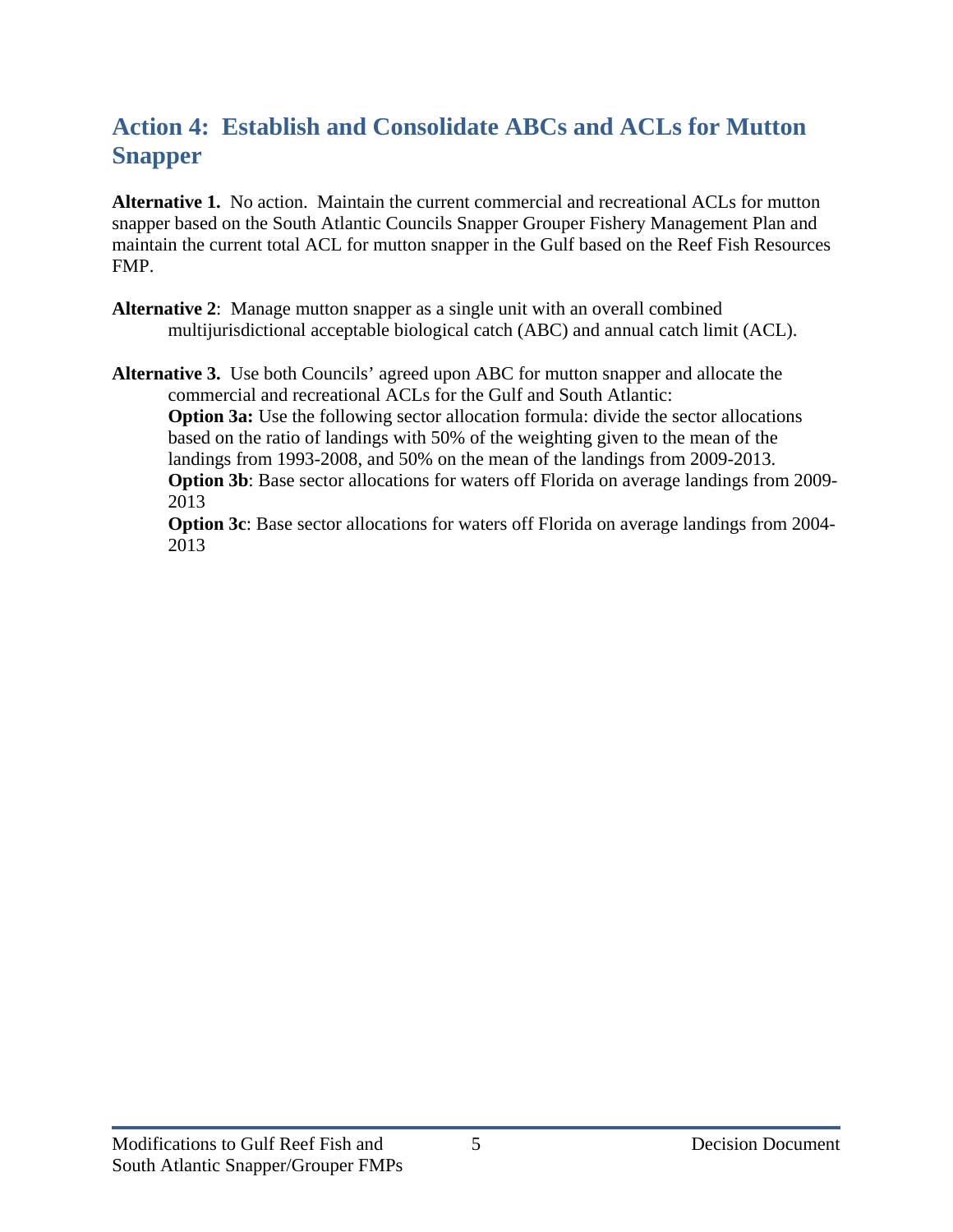## Action 4: Establish and Consolidate ABCs and ACLs for Mutton Snapper

**Alternative 1.** No action. Maintain the current commercial and recreational ACLs for mutton snapper based on the South Atlantic Councils Snapper Grouper Fishery Management Plan and maintain the current total ACL for mutton snapper in the Gulf based on the Reef Fish Resources FMP.

**Alternative 2**: Manage mutton snapper as a single unit with an overall combined multijurisdictional acceptable biological catch (ABC) and annual catch limit (ACL).

**Alternative 3.** Use both Councils' agreed upon ABC for mutton snapper and allocate the commercial and recreational ACLs for the Gulf and South Atlantic:

**Option 3a:** Use the following sector allocation formula: divide the sector allocations based on the ratio of landings with 50% of the weighting given to the mean of the landings from 1993-2008, and 50% on the mean of the landings from 2009-2013.

**Option 3b**: Base sector allocations for waters off Florida on average landings from 2009-2013

**Option 3c**: Base sector allocations for waters off Florida on average landings from 2004-2013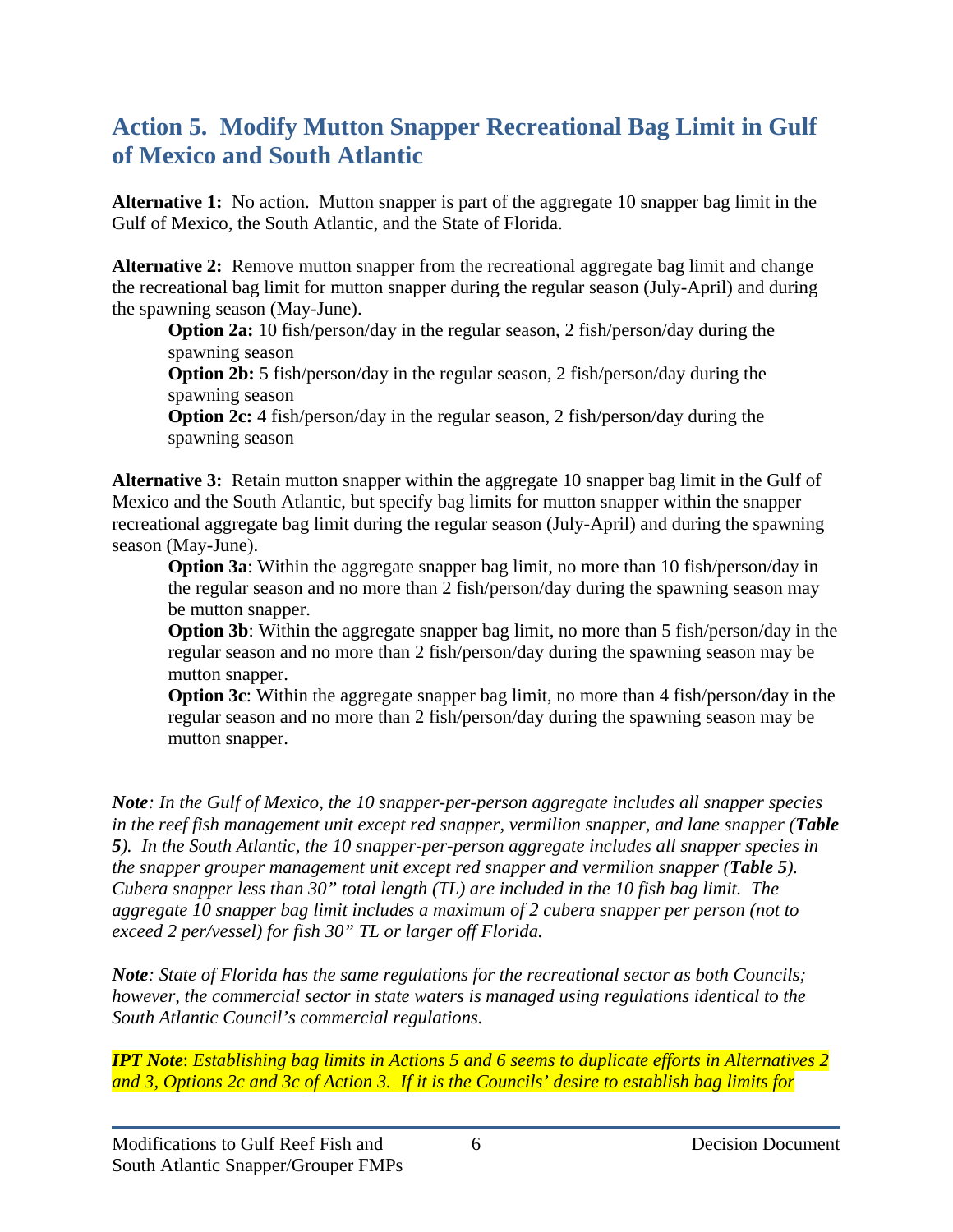## Action 5. Modify Mutton Snapper Recreational Bag Limit in Gulf of Mexico and South Atlantic

**Alternative 1:** No action. Mutton snapper is part of the aggregate 10 snapper bag limit in the Gulf of Mexico, the South Atlantic, and the State of Florida.

**Alternative 2:** Remove mutton snapper from the recreational aggregate bag limit and change the recreational bag limit for mutton snapper during the regular season (July-April) and during the spawning season (May-June).

> **Option 2a:** 10 fish/person/day in the regular season, 2 fish/person/day during the spawning season
>
> **Option 2b:** 5 fish/person/day in the regular season, 2 fish/person/day during the spawning season
>
> **Option 2c:** 4 fish/person/day in the regular season, 2 fish/person/day during the spawning season

**Alternative 3:** Retain mutton snapper within the aggregate 10 snapper bag limit in the Gulf of Mexico and the South Atlantic, but specify bag limits for mutton snapper within the snapper recreational aggregate bag limit during the regular season (July-April) and during the spawning season (May-June).

> **Option 3a**: Within the aggregate snapper bag limit, no more than 10 fish/person/day in the regular season and no more than 2 fish/person/day during the spawning season may be mutton snapper.
>
> **Option 3b**: Within the aggregate snapper bag limit, no more than 5 fish/person/day in the regular season and no more than 2 fish/person/day during the spawning season may be mutton snapper.
>
> **Option 3c**: Within the aggregate snapper bag limit, no more than 4 fish/person/day in the regular season and no more than 2 fish/person/day during the spawning season may be mutton snapper.

***Note****: In the Gulf of Mexico, the 10 snapper-per-person aggregate includes all snapper species in the reef fish management unit except red snapper, vermilion snapper, and lane snapper (****Table 5****). In the South Atlantic, the 10 snapper-per-person aggregate includes all snapper species in the snapper grouper management unit except red snapper and vermilion snapper (****Table 5****). Cubera snapper less than 30" total length (TL) are included in the 10 fish bag limit. The aggregate 10 snapper bag limit includes a maximum of 2 cubera snapper per person (not to exceed 2 per/vessel) for fish 30" TL or larger off Florida.*

***Note****: State of Florida has the same regulations for the recreational sector as both Councils; however, the commercial sector in state waters is managed using regulations identical to the South Atlantic Council's commercial regulations.*

***IPT Note****: Establishing bag limits in Actions 5 and 6 seems to duplicate efforts in Alternatives 2 and 3, Options 2c and 3c of Action 3. If it is the Councils' desire to establish bag limits for*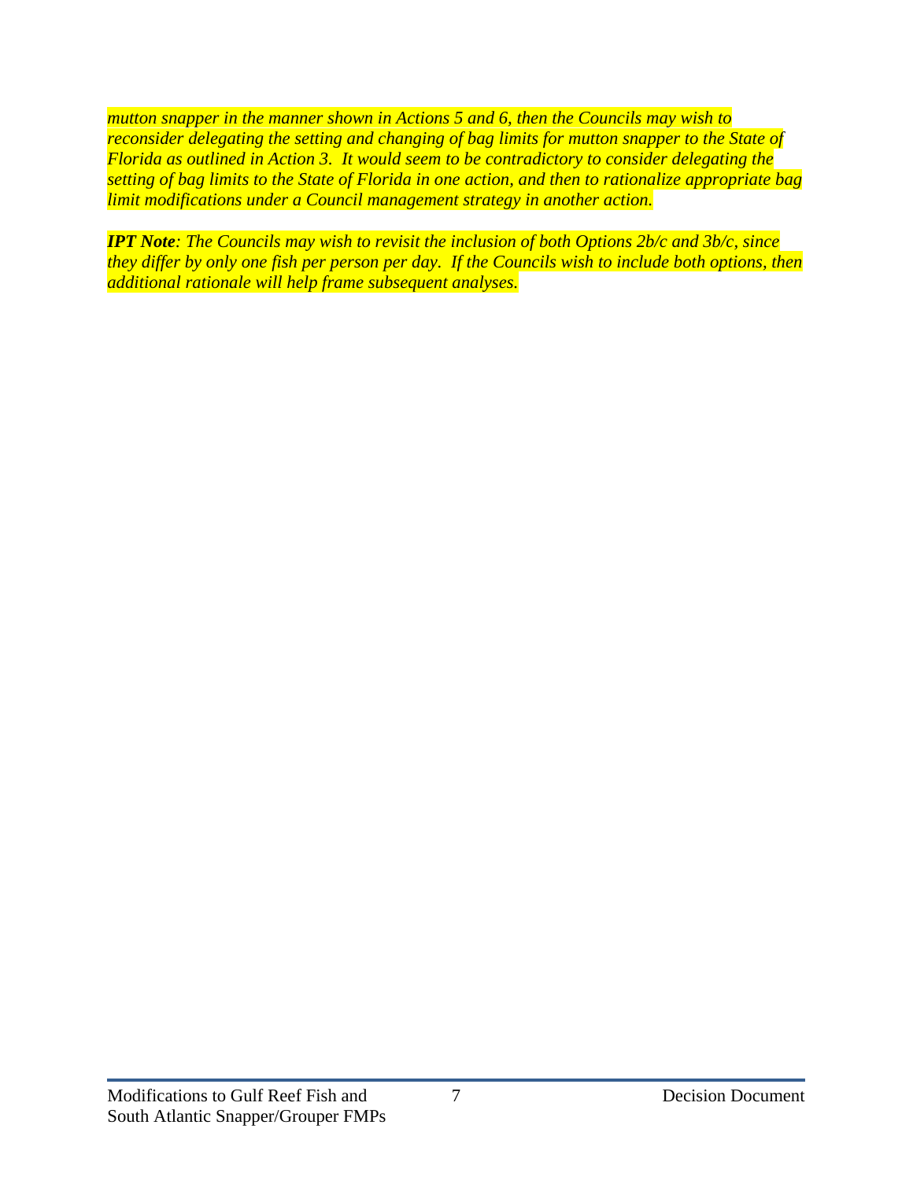*mutton snapper in the manner shown in Actions 5 and 6, then the Councils may wish to reconsider delegating the setting and changing of bag limits for mutton snapper to the State of Florida as outlined in Action 3. It would seem to be contradictory to consider delegating the setting of bag limits to the State of Florida in one action, and then to rationalize appropriate bag limit modifications under a Council management strategy in another action.*

***IPT Note**: The Councils may wish to revisit the inclusion of both Options 2b/c and 3b/c, since they differ by only one fish per person per day. If the Councils wish to include both options, then additional rationale will help frame subsequent analyses.*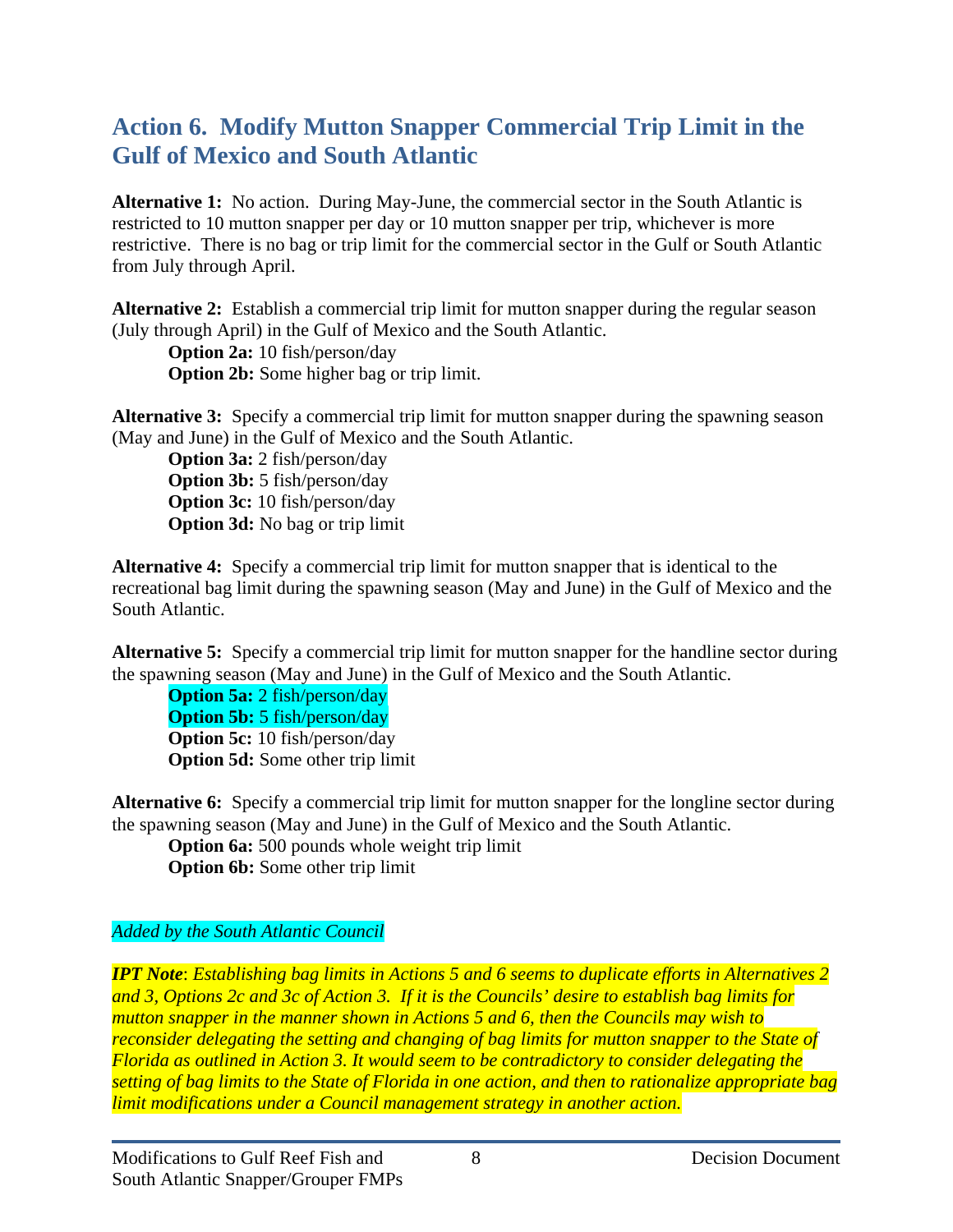## Action 6. Modify Mutton Snapper Commercial Trip Limit in the Gulf of Mexico and South Atlantic

**Alternative 1:** No action. During May-June, the commercial sector in the South Atlantic is restricted to 10 mutton snapper per day or 10 mutton snapper per trip, whichever is more restrictive. There is no bag or trip limit for the commercial sector in the Gulf or South Atlantic from July through April.

**Alternative 2:** Establish a commercial trip limit for mutton snapper during the regular season (July through April) in the Gulf of Mexico and the South Atlantic.

- **Option 2a:** 10 fish/person/day
- **Option 2b:** Some higher bag or trip limit.

**Alternative 3:** Specify a commercial trip limit for mutton snapper during the spawning season (May and June) in the Gulf of Mexico and the South Atlantic.

- **Option 3a:** 2 fish/person/day
- **Option 3b:** 5 fish/person/day
- **Option 3c:** 10 fish/person/day
- **Option 3d:** No bag or trip limit

**Alternative 4:** Specify a commercial trip limit for mutton snapper that is identical to the recreational bag limit during the spawning season (May and June) in the Gulf of Mexico and the South Atlantic.

**Alternative 5:** Specify a commercial trip limit for mutton snapper for the handline sector during the spawning season (May and June) in the Gulf of Mexico and the South Atlantic.

- **Option 5a:** 2 fish/person/day
- **Option 5b:** 5 fish/person/day
- **Option 5c:** 10 fish/person/day
- **Option 5d:** Some other trip limit

**Alternative 6:** Specify a commercial trip limit for mutton snapper for the longline sector during the spawning season (May and June) in the Gulf of Mexico and the South Atlantic.

- **Option 6a:** 500 pounds whole weight trip limit
- **Option 6b:** Some other trip limit

*Added by the South Atlantic Council*

***IPT Note**: Establishing bag limits in Actions 5 and 6 seems to duplicate efforts in Alternatives 2 and 3, Options 2c and 3c of Action 3. If it is the Councils' desire to establish bag limits for mutton snapper in the manner shown in Actions 5 and 6, then the Councils may wish to reconsider delegating the setting and changing of bag limits for mutton snapper to the State of Florida as outlined in Action 3. It would seem to be contradictory to consider delegating the setting of bag limits to the State of Florida in one action, and then to rationalize appropriate bag limit modifications under a Council management strategy in another action.*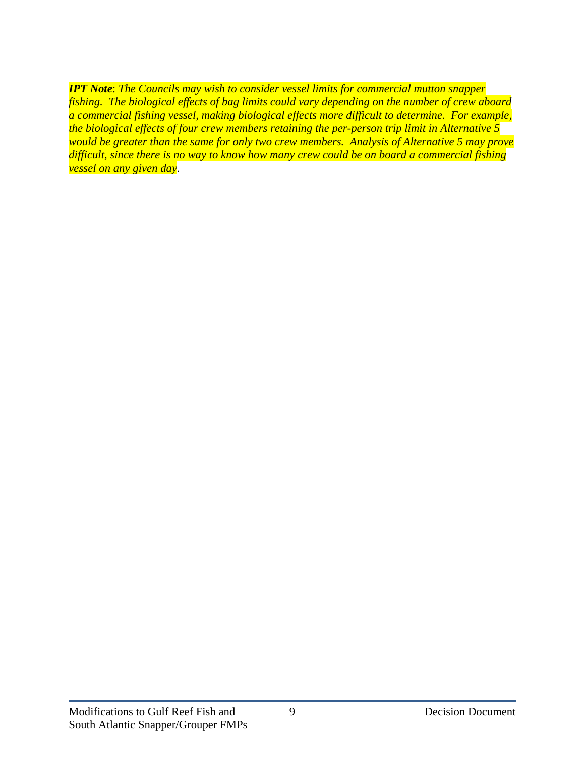***IPT Note***: *The Councils may wish to consider vessel limits for commercial mutton snapper fishing. The biological effects of bag limits could vary depending on the number of crew aboard a commercial fishing vessel, making biological effects more difficult to determine. For example, the biological effects of four crew members retaining the per-person trip limit in Alternative 5 would be greater than the same for only two crew members. Analysis of Alternative 5 may prove difficult, since there is no way to know how many crew could be on board a commercial fishing vessel on any given day.*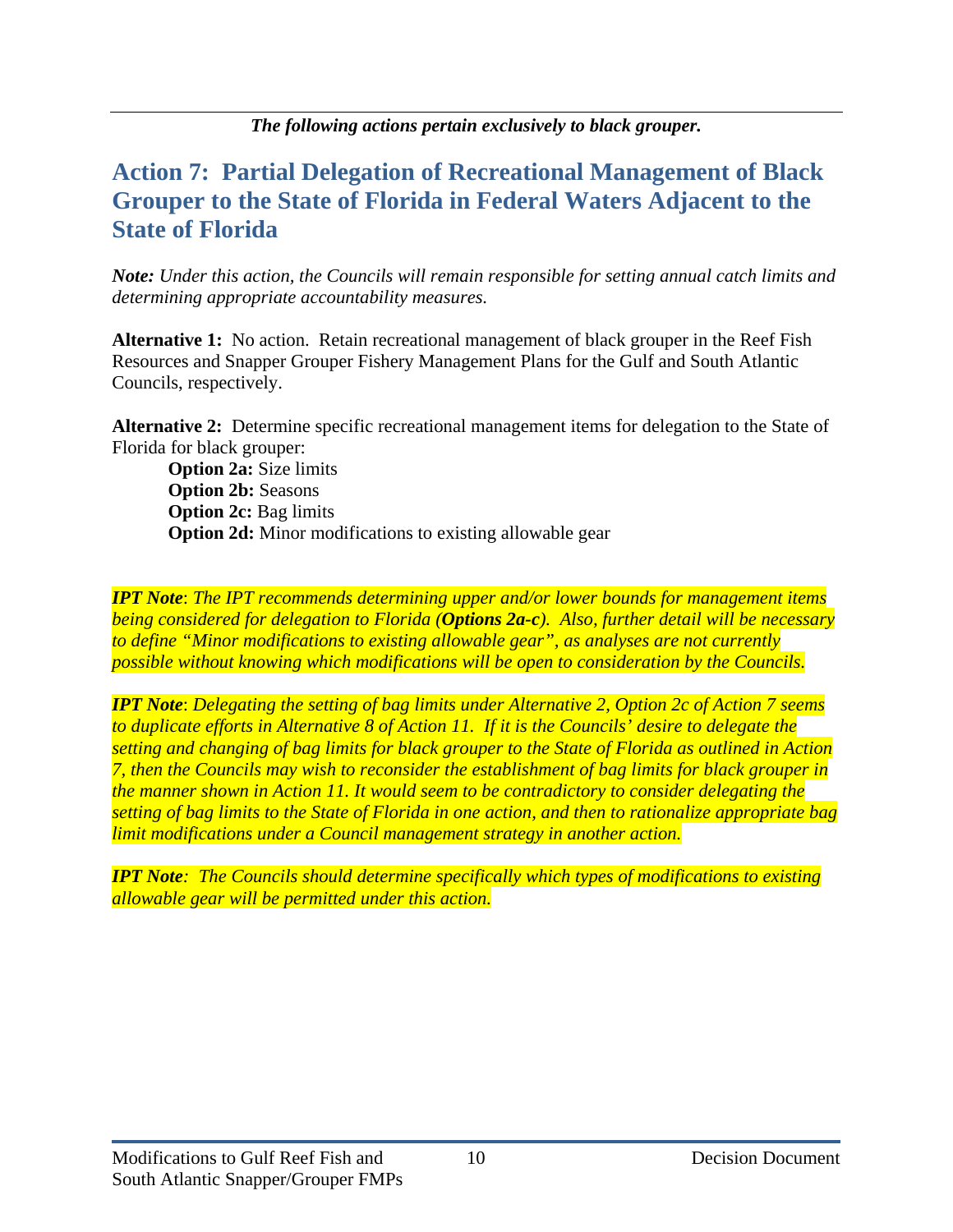***The following actions pertain exclusively to black grouper.***

## Action 7: Partial Delegation of Recreational Management of Black Grouper to the State of Florida in Federal Waters Adjacent to the State of Florida

***Note:*** *Under this action, the Councils will remain responsible for setting annual catch limits and determining appropriate accountability measures.*

**Alternative 1:** No action. Retain recreational management of black grouper in the Reef Fish Resources and Snapper Grouper Fishery Management Plans for the Gulf and South Atlantic Councils, respectively.

**Alternative 2:** Determine specific recreational management items for delegation to the State of Florida for black grouper:

- **Option 2a:** Size limits
- **Option 2b:** Seasons
- **Option 2c:** Bag limits
- **Option 2d:** Minor modifications to existing allowable gear

***IPT Note***: *The IPT recommends determining upper and/or lower bounds for management items being considered for delegation to Florida (**Options 2a-c**). Also, further detail will be necessary to define "Minor modifications to existing allowable gear", as analyses are not currently possible without knowing which modifications will be open to consideration by the Councils.*

***IPT Note***: *Delegating the setting of bag limits under Alternative 2, Option 2c of Action 7 seems to duplicate efforts in Alternative 8 of Action 11. If it is the Councils' desire to delegate the setting and changing of bag limits for black grouper to the State of Florida as outlined in Action 7, then the Councils may wish to reconsider the establishment of bag limits for black grouper in the manner shown in Action 11. It would seem to be contradictory to consider delegating the setting of bag limits to the State of Florida in one action, and then to rationalize appropriate bag limit modifications under a Council management strategy in another action.*

***IPT Note***: *The Councils should determine specifically which types of modifications to existing allowable gear will be permitted under this action.*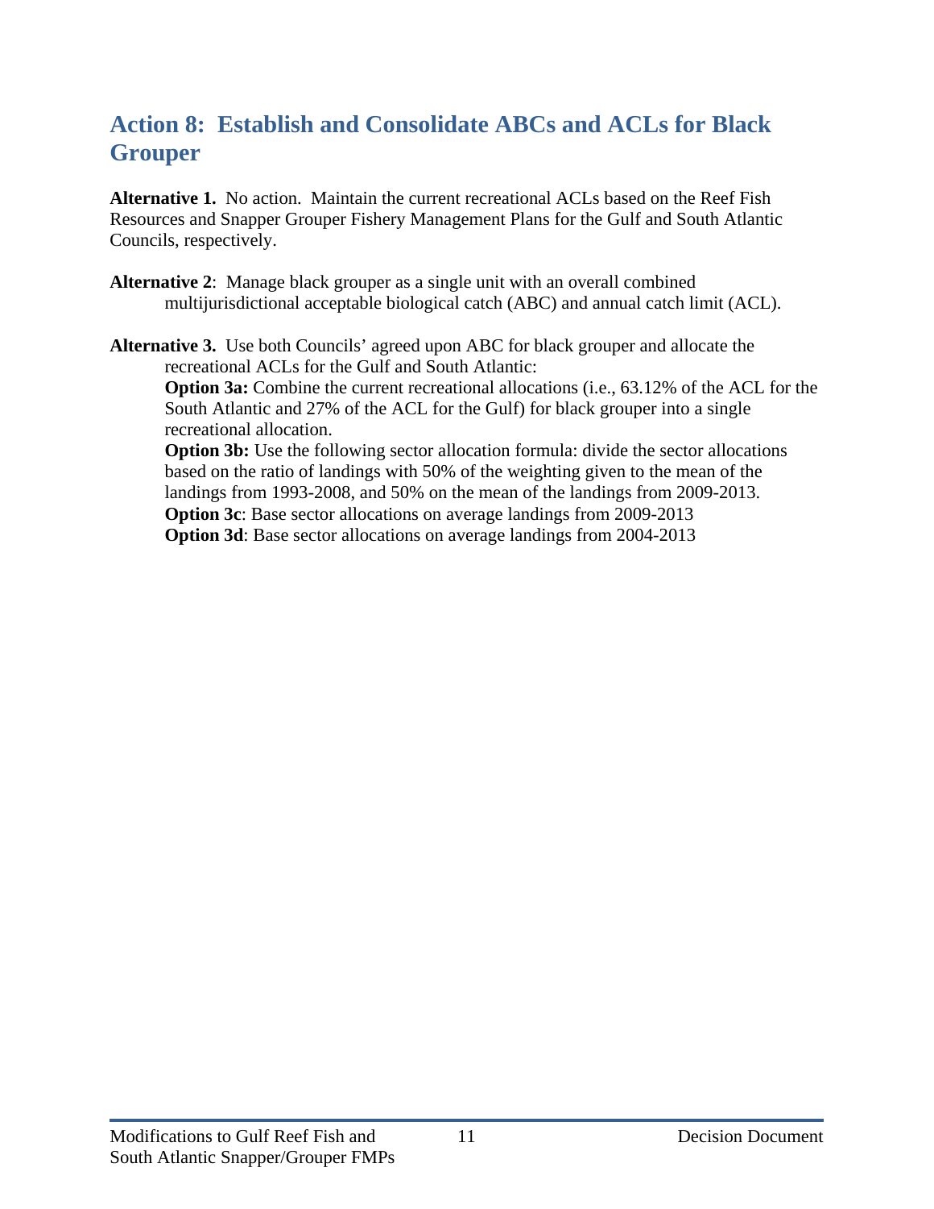## Action 8: Establish and Consolidate ABCs and ACLs for Black Grouper

**Alternative 1.** No action. Maintain the current recreational ACLs based on the Reef Fish Resources and Snapper Grouper Fishery Management Plans for the Gulf and South Atlantic Councils, respectively.

**Alternative 2**: Manage black grouper as a single unit with an overall combined multijurisdictional acceptable biological catch (ABC) and annual catch limit (ACL).

**Alternative 3.** Use both Councils' agreed upon ABC for black grouper and allocate the recreational ACLs for the Gulf and South Atlantic:

**Option 3a:** Combine the current recreational allocations (i.e., 63.12% of the ACL for the South Atlantic and 27% of the ACL for the Gulf) for black grouper into a single recreational allocation.

**Option 3b:** Use the following sector allocation formula: divide the sector allocations based on the ratio of landings with 50% of the weighting given to the mean of the landings from 1993-2008, and 50% on the mean of the landings from 2009-2013.

**Option 3c**: Base sector allocations on average landings from 2009-2013

**Option 3d**: Base sector allocations on average landings from 2004-2013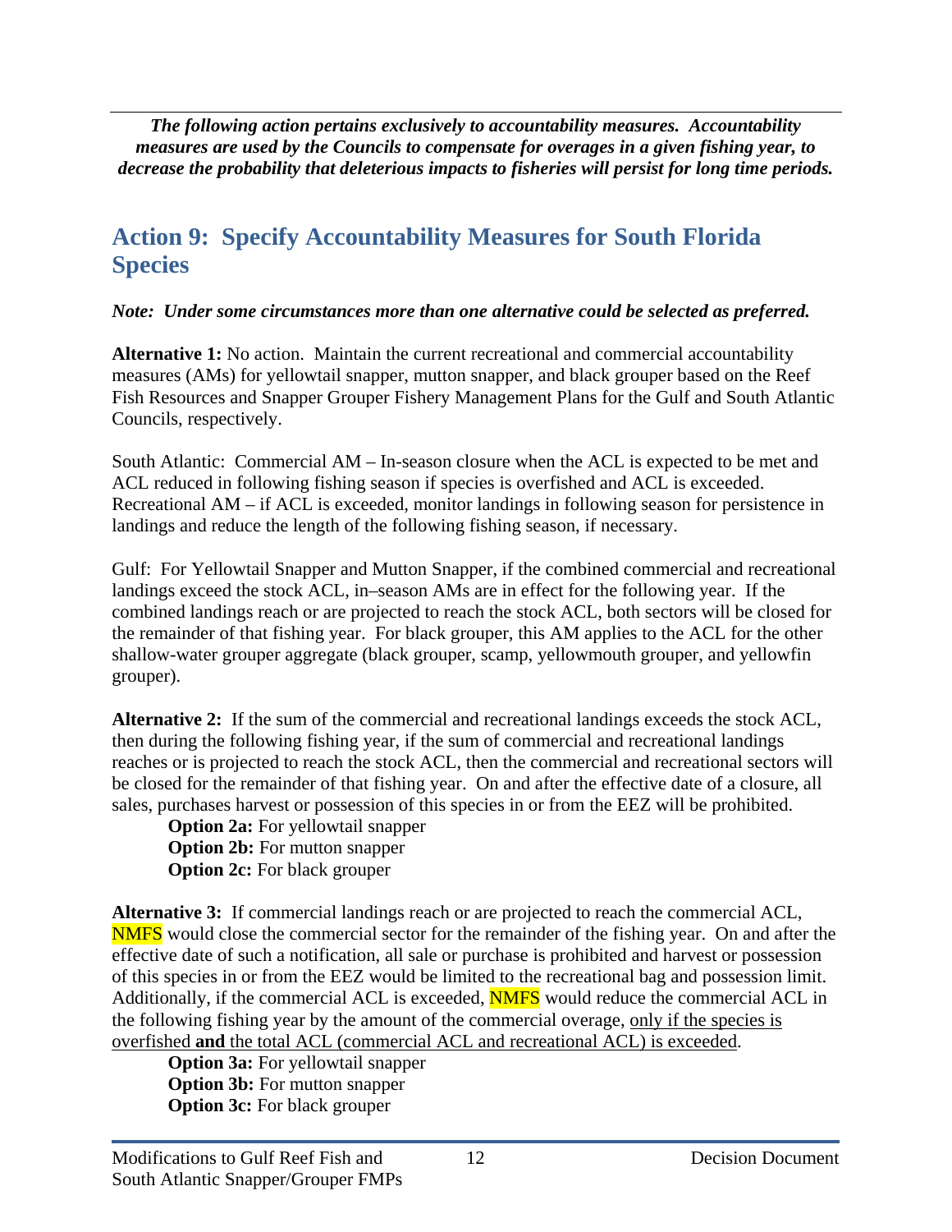***The following action pertains exclusively to accountability measures. Accountability measures are used by the Councils to compensate for overages in a given fishing year, to decrease the probability that deleterious impacts to fisheries will persist for long time periods.***

## Action 9: Specify Accountability Measures for South Florida Species

***Note: Under some circumstances more than one alternative could be selected as preferred.***

**Alternative 1:** No action. Maintain the current recreational and commercial accountability measures (AMs) for yellowtail snapper, mutton snapper, and black grouper based on the Reef Fish Resources and Snapper Grouper Fishery Management Plans for the Gulf and South Atlantic Councils, respectively.

South Atlantic: Commercial AM – In-season closure when the ACL is expected to be met and ACL reduced in following fishing season if species is overfished and ACL is exceeded. Recreational AM – if ACL is exceeded, monitor landings in following season for persistence in landings and reduce the length of the following fishing season, if necessary.

Gulf: For Yellowtail Snapper and Mutton Snapper, if the combined commercial and recreational landings exceed the stock ACL, in–season AMs are in effect for the following year. If the combined landings reach or are projected to reach the stock ACL, both sectors will be closed for the remainder of that fishing year. For black grouper, this AM applies to the ACL for the other shallow-water grouper aggregate (black grouper, scamp, yellowmouth grouper, and yellowfin grouper).

**Alternative 2:** If the sum of the commercial and recreational landings exceeds the stock ACL, then during the following fishing year, if the sum of commercial and recreational landings reaches or is projected to reach the stock ACL, then the commercial and recreational sectors will be closed for the remainder of that fishing year. On and after the effective date of a closure, all sales, purchases harvest or possession of this species in or from the EEZ will be prohibited.

- **Option 2a:** For yellowtail snapper
- **Option 2b:** For mutton snapper
- **Option 2c:** For black grouper

**Alternative 3:** If commercial landings reach or are projected to reach the commercial ACL, NMFS would close the commercial sector for the remainder of the fishing year. On and after the effective date of such a notification, all sale or purchase is prohibited and harvest or possession of this species in or from the EEZ would be limited to the recreational bag and possession limit. Additionally, if the commercial ACL is exceeded, NMFS would reduce the commercial ACL in the following fishing year by the amount of the commercial overage, <u>only if the species is overfished **and** the total ACL (commercial ACL and recreational ACL) is exceeded</u>.

- **Option 3a:** For yellowtail snapper
- **Option 3b:** For mutton snapper
- **Option 3c:** For black grouper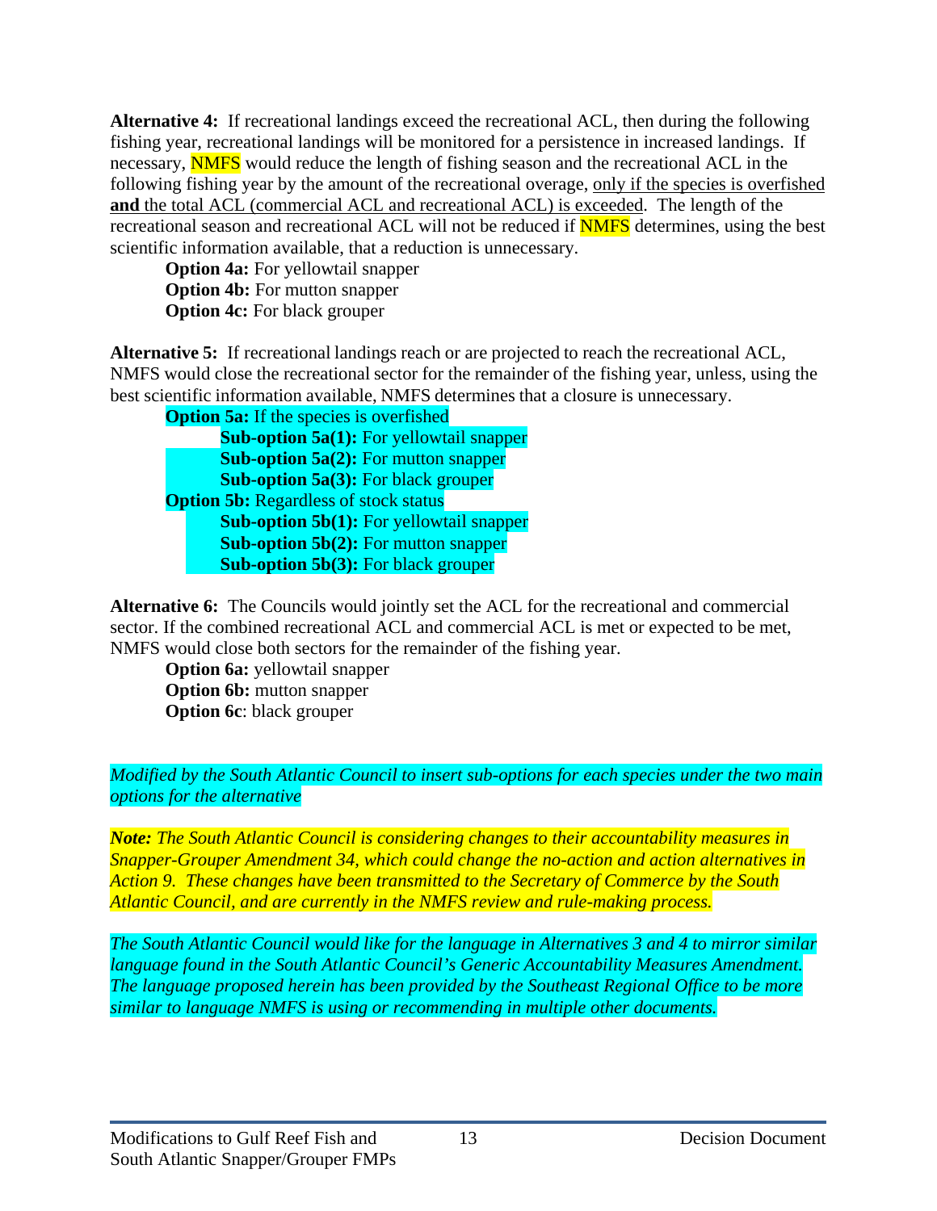**Alternative 4:** If recreational landings exceed the recreational ACL, then during the following fishing year, recreational landings will be monitored for a persistence in increased landings. If necessary, NMFS would reduce the length of fishing season and the recreational ACL in the following fishing year by the amount of the recreational overage, <u>only if the species is overfished **and** the total ACL (commercial ACL and recreational ACL) is exceeded</u>. The length of the recreational season and recreational ACL will not be reduced if NMFS determines, using the best scientific information available, that a reduction is unnecessary.

- **Option 4a:** For yellowtail snapper
- **Option 4b:** For mutton snapper
- **Option 4c:** For black grouper

**Alternative 5:** If recreational landings reach or are projected to reach the recreational ACL, NMFS would close the recreational sector for the remainder of the fishing year, unless, using the best scientific information available, NMFS determines that a closure is unnecessary.

- **Option 5a:** If the species is overfished
  - **Sub-option 5a(1):** For yellowtail snapper
  - **Sub-option 5a(2):** For mutton snapper
  - **Sub-option 5a(3):** For black grouper
- **Option 5b:** Regardless of stock status
  - **Sub-option 5b(1):** For yellowtail snapper
  - **Sub-option 5b(2):** For mutton snapper
  - **Sub-option 5b(3):** For black grouper

**Alternative 6:** The Councils would jointly set the ACL for the recreational and commercial sector. If the combined recreational ACL and commercial ACL is met or expected to be met, NMFS would close both sectors for the remainder of the fishing year.

- **Option 6a:** yellowtail snapper
- **Option 6b:** mutton snapper
- **Option 6c**: black grouper

*Modified by the South Atlantic Council to insert sub-options for each species under the two main options for the alternative*

***Note:*** *The South Atlantic Council is considering changes to their accountability measures in Snapper-Grouper Amendment 34, which could change the no-action and action alternatives in Action 9. These changes have been transmitted to the Secretary of Commerce by the South Atlantic Council, and are currently in the NMFS review and rule-making process.*

*The South Atlantic Council would like for the language in Alternatives 3 and 4 to mirror similar language found in the South Atlantic Council's Generic Accountability Measures Amendment. The language proposed herein has been provided by the Southeast Regional Office to be more similar to language NMFS is using or recommending in multiple other documents.*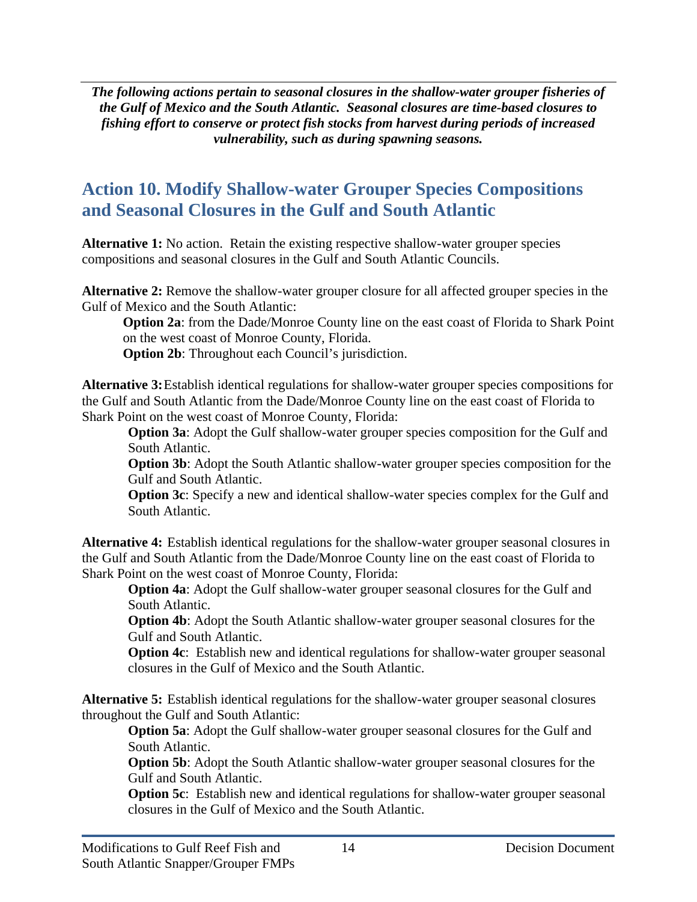***The following actions pertain to seasonal closures in the shallow-water grouper fisheries of the Gulf of Mexico and the South Atlantic. Seasonal closures are time-based closures to fishing effort to conserve or protect fish stocks from harvest during periods of increased vulnerability, such as during spawning seasons.***

## Action 10. Modify Shallow-water Grouper Species Compositions and Seasonal Closures in the Gulf and South Atlantic

**Alternative 1:** No action. Retain the existing respective shallow-water grouper species compositions and seasonal closures in the Gulf and South Atlantic Councils.

**Alternative 2:** Remove the shallow-water grouper closure for all affected grouper species in the Gulf of Mexico and the South Atlantic:

- **Option 2a**: from the Dade/Monroe County line on the east coast of Florida to Shark Point on the west coast of Monroe County, Florida.
- **Option 2b**: Throughout each Council's jurisdiction.

**Alternative 3:** Establish identical regulations for shallow-water grouper species compositions for the Gulf and South Atlantic from the Dade/Monroe County line on the east coast of Florida to Shark Point on the west coast of Monroe County, Florida:

- **Option 3a**: Adopt the Gulf shallow-water grouper species composition for the Gulf and South Atlantic.
- **Option 3b**: Adopt the South Atlantic shallow-water grouper species composition for the Gulf and South Atlantic.
- **Option 3c**: Specify a new and identical shallow-water species complex for the Gulf and South Atlantic.

**Alternative 4:** Establish identical regulations for the shallow-water grouper seasonal closures in the Gulf and South Atlantic from the Dade/Monroe County line on the east coast of Florida to Shark Point on the west coast of Monroe County, Florida:

- **Option 4a**: Adopt the Gulf shallow-water grouper seasonal closures for the Gulf and South Atlantic.
- **Option 4b**: Adopt the South Atlantic shallow-water grouper seasonal closures for the Gulf and South Atlantic.
- **Option 4c**: Establish new and identical regulations for shallow-water grouper seasonal closures in the Gulf of Mexico and the South Atlantic.

**Alternative 5:** Establish identical regulations for the shallow-water grouper seasonal closures throughout the Gulf and South Atlantic:

- **Option 5a**: Adopt the Gulf shallow-water grouper seasonal closures for the Gulf and South Atlantic.
- **Option 5b**: Adopt the South Atlantic shallow-water grouper seasonal closures for the Gulf and South Atlantic.
- **Option 5c**: Establish new and identical regulations for shallow-water grouper seasonal closures in the Gulf of Mexico and the South Atlantic.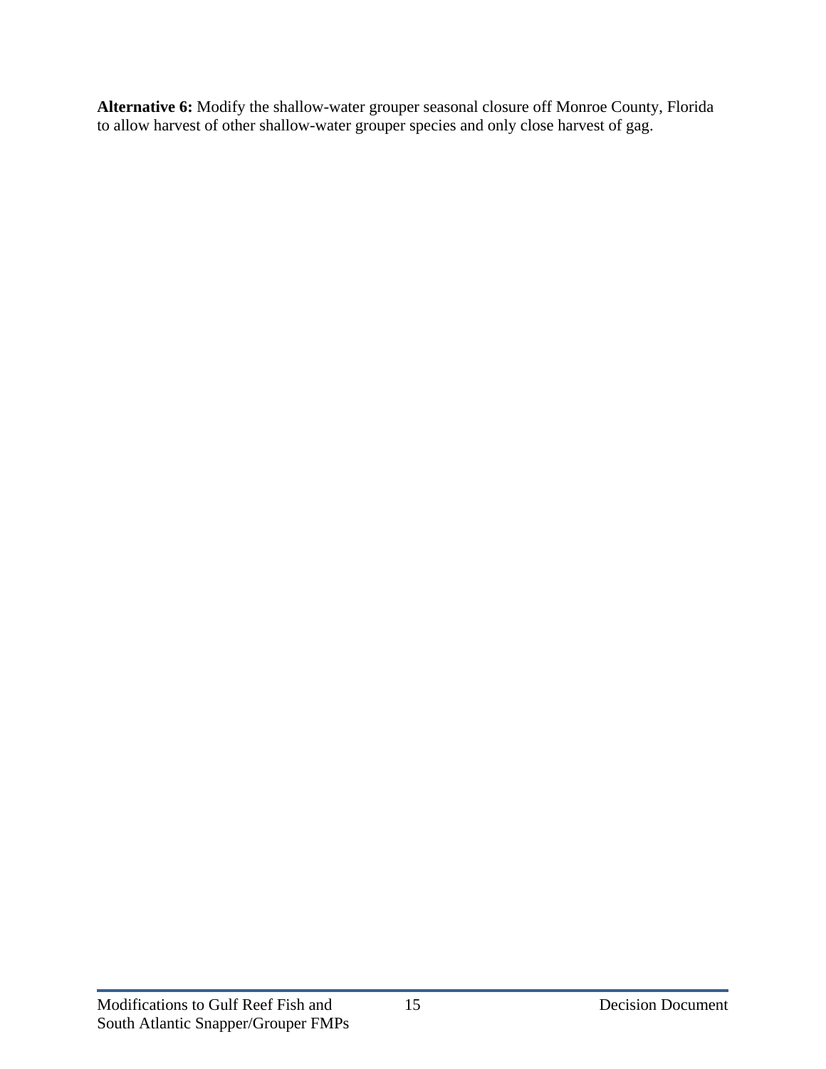**Alternative 6:** Modify the shallow-water grouper seasonal closure off Monroe County, Florida to allow harvest of other shallow-water grouper species and only close harvest of gag.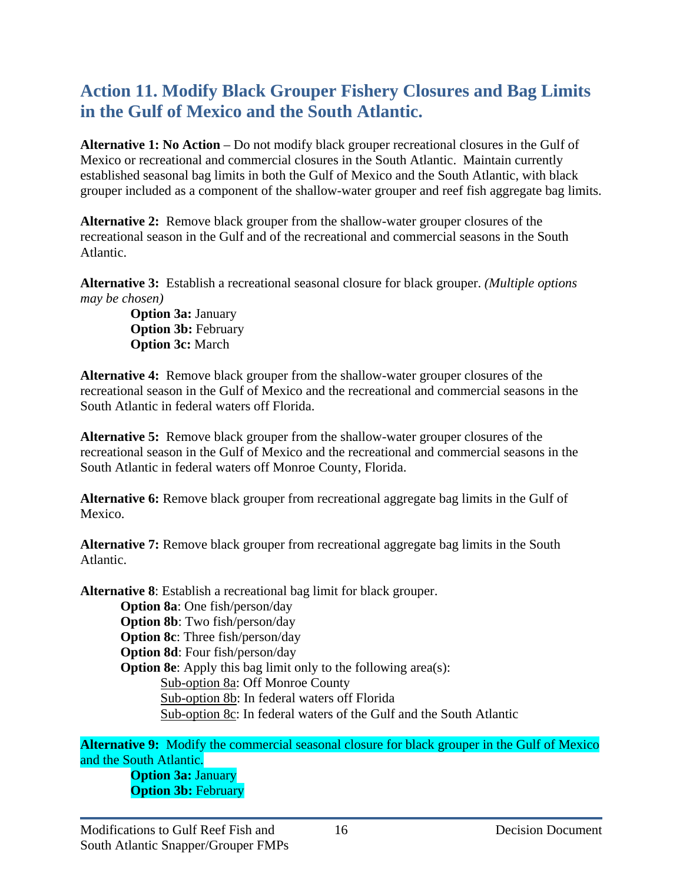## Action 11. Modify Black Grouper Fishery Closures and Bag Limits in the Gulf of Mexico and the South Atlantic.

**Alternative 1: No Action** – Do not modify black grouper recreational closures in the Gulf of Mexico or recreational and commercial closures in the South Atlantic. Maintain currently established seasonal bag limits in both the Gulf of Mexico and the South Atlantic, with black grouper included as a component of the shallow-water grouper and reef fish aggregate bag limits.

**Alternative 2:** Remove black grouper from the shallow-water grouper closures of the recreational season in the Gulf and of the recreational and commercial seasons in the South Atlantic.

**Alternative 3:** Establish a recreational seasonal closure for black grouper. *(Multiple options may be chosen)*

- **Option 3a:** January
- **Option 3b:** February
- **Option 3c:** March

**Alternative 4:** Remove black grouper from the shallow-water grouper closures of the recreational season in the Gulf of Mexico and the recreational and commercial seasons in the South Atlantic in federal waters off Florida.

**Alternative 5:** Remove black grouper from the shallow-water grouper closures of the recreational season in the Gulf of Mexico and the recreational and commercial seasons in the South Atlantic in federal waters off Monroe County, Florida.

**Alternative 6:** Remove black grouper from recreational aggregate bag limits in the Gulf of Mexico.

**Alternative 7:** Remove black grouper from recreational aggregate bag limits in the South Atlantic.

**Alternative 8**: Establish a recreational bag limit for black grouper.

- **Option 8a**: One fish/person/day
- **Option 8b**: Two fish/person/day
- **Option 8c**: Three fish/person/day
- **Option 8d**: Four fish/person/day
- **Option 8e**: Apply this bag limit only to the following area(s):
  - Sub-option 8a: Off Monroe County
  - Sub-option 8b: In federal waters off Florida
  - Sub-option 8c: In federal waters of the Gulf and the South Atlantic

**Alternative 9:** Modify the commercial seasonal closure for black grouper in the Gulf of Mexico and the South Atlantic.

- **Option 3a:** January
- **Option 3b:** February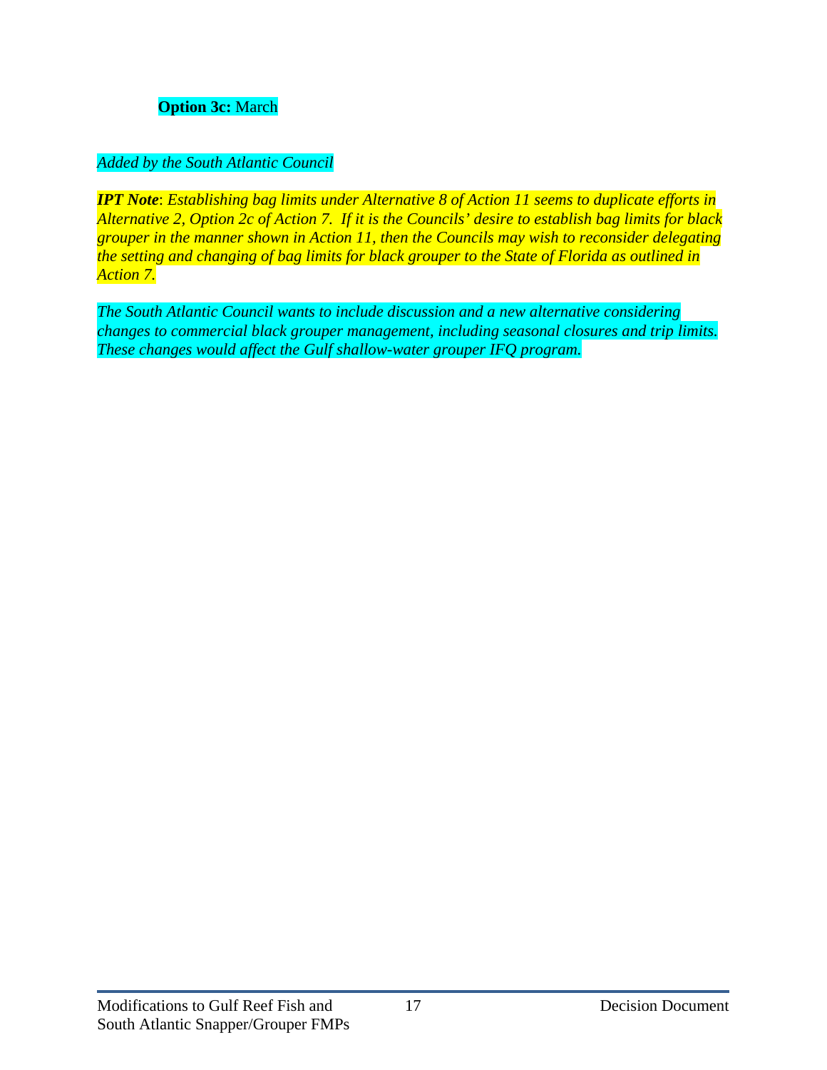**Option 3c:** March

*Added by the South Atlantic Council*

***IPT Note****: Establishing bag limits under Alternative 8 of Action 11 seems to duplicate efforts in Alternative 2, Option 2c of Action 7. If it is the Councils' desire to establish bag limits for black grouper in the manner shown in Action 11, then the Councils may wish to reconsider delegating the setting and changing of bag limits for black grouper to the State of Florida as outlined in Action 7.*

*The South Atlantic Council wants to include discussion and a new alternative considering changes to commercial black grouper management, including seasonal closures and trip limits. These changes would affect the Gulf shallow-water grouper IFQ program.*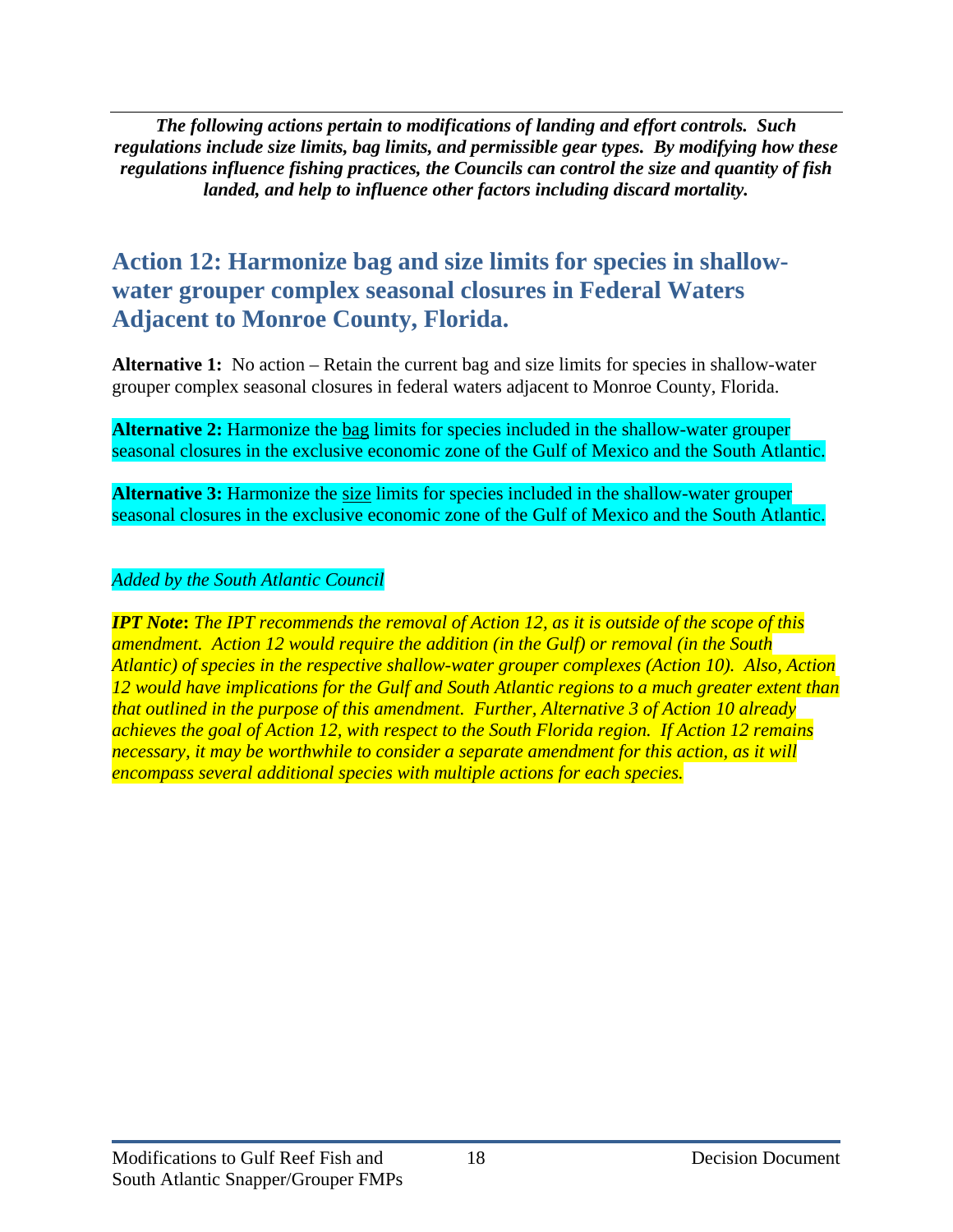***The following actions pertain to modifications of landing and effort controls. Such regulations include size limits, bag limits, and permissible gear types. By modifying how these regulations influence fishing practices, the Councils can control the size and quantity of fish landed, and help to influence other factors including discard mortality.***

## Action 12: Harmonize bag and size limits for species in shallow-water grouper complex seasonal closures in Federal Waters Adjacent to Monroe County, Florida.

**Alternative 1:** No action – Retain the current bag and size limits for species in shallow-water grouper complex seasonal closures in federal waters adjacent to Monroe County, Florida.

**Alternative 2:** Harmonize the bag limits for species included in the shallow-water grouper seasonal closures in the exclusive economic zone of the Gulf of Mexico and the South Atlantic.

**Alternative 3:** Harmonize the size limits for species included in the shallow-water grouper seasonal closures in the exclusive economic zone of the Gulf of Mexico and the South Atlantic.

*Added by the South Atlantic Council*

***IPT Note*****:** *The IPT recommends the removal of Action 12, as it is outside of the scope of this amendment. Action 12 would require the addition (in the Gulf) or removal (in the South Atlantic) of species in the respective shallow-water grouper complexes (Action 10). Also, Action 12 would have implications for the Gulf and South Atlantic regions to a much greater extent than that outlined in the purpose of this amendment. Further, Alternative 3 of Action 10 already achieves the goal of Action 12, with respect to the South Florida region. If Action 12 remains necessary, it may be worthwhile to consider a separate amendment for this action, as it will encompass several additional species with multiple actions for each species.*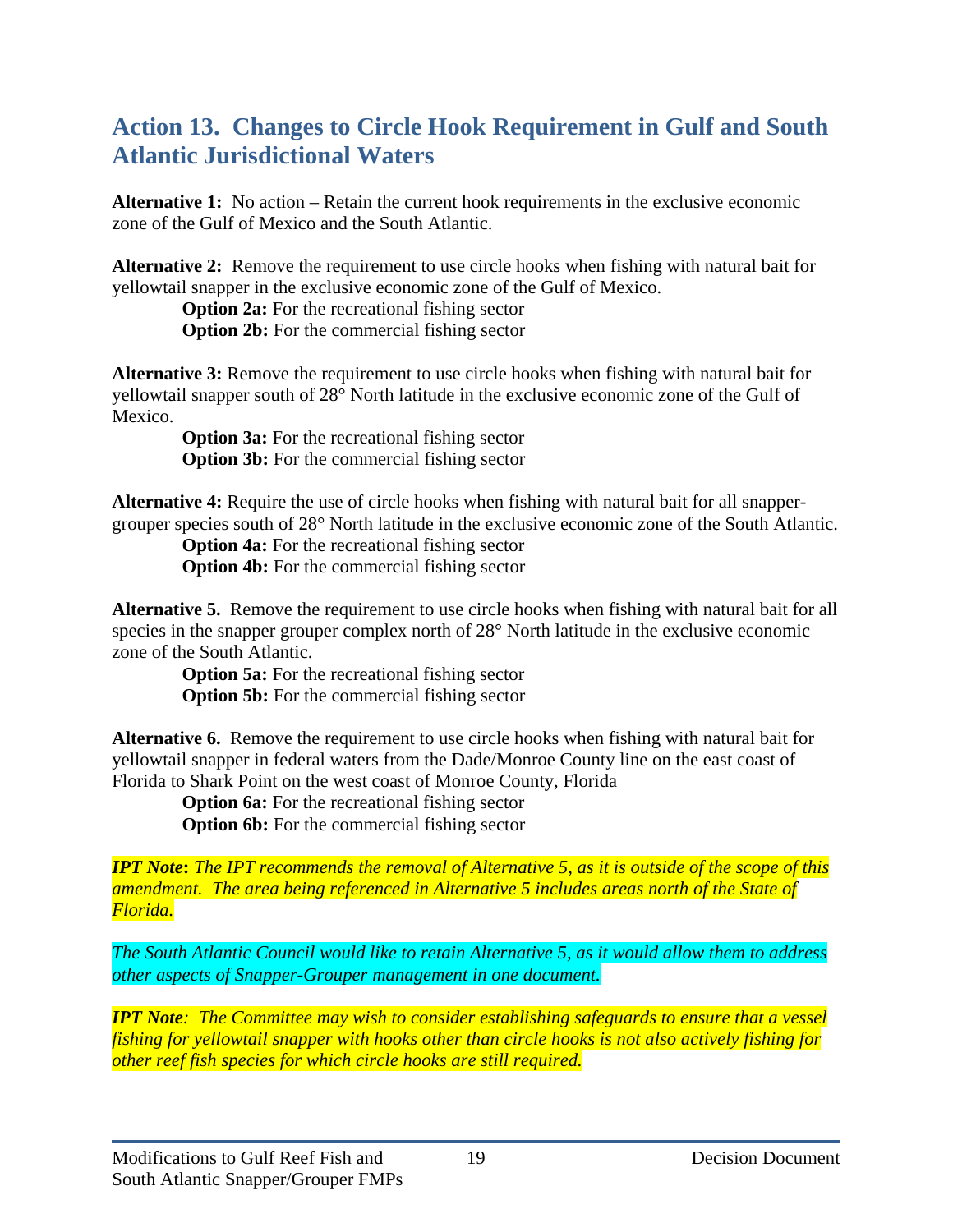## Action 13. Changes to Circle Hook Requirement in Gulf and South Atlantic Jurisdictional Waters

**Alternative 1:** No action – Retain the current hook requirements in the exclusive economic zone of the Gulf of Mexico and the South Atlantic.

**Alternative 2:** Remove the requirement to use circle hooks when fishing with natural bait for yellowtail snapper in the exclusive economic zone of the Gulf of Mexico.

- **Option 2a:** For the recreational fishing sector
- **Option 2b:** For the commercial fishing sector

**Alternative 3:** Remove the requirement to use circle hooks when fishing with natural bait for yellowtail snapper south of 28° North latitude in the exclusive economic zone of the Gulf of Mexico.

- **Option 3a:** For the recreational fishing sector
- **Option 3b:** For the commercial fishing sector

**Alternative 4:** Require the use of circle hooks when fishing with natural bait for all snapper-grouper species south of 28° North latitude in the exclusive economic zone of the South Atlantic.

- **Option 4a:** For the recreational fishing sector
- **Option 4b:** For the commercial fishing sector

**Alternative 5.** Remove the requirement to use circle hooks when fishing with natural bait for all species in the snapper grouper complex north of 28° North latitude in the exclusive economic zone of the South Atlantic.

- **Option 5a:** For the recreational fishing sector
- **Option 5b:** For the commercial fishing sector

**Alternative 6.** Remove the requirement to use circle hooks when fishing with natural bait for yellowtail snapper in federal waters from the Dade/Monroe County line on the east coast of Florida to Shark Point on the west coast of Monroe County, Florida

- **Option 6a:** For the recreational fishing sector
- **Option 6b:** For the commercial fishing sector

***IPT Note:*** *The IPT recommends the removal of Alternative 5, as it is outside of the scope of this amendment. The area being referenced in Alternative 5 includes areas north of the State of Florida.*

*The South Atlantic Council would like to retain Alternative 5, as it would allow them to address other aspects of Snapper-Grouper management in one document.*

***IPT Note****: The Committee may wish to consider establishing safeguards to ensure that a vessel fishing for yellowtail snapper with hooks other than circle hooks is not also actively fishing for other reef fish species for which circle hooks are still required.*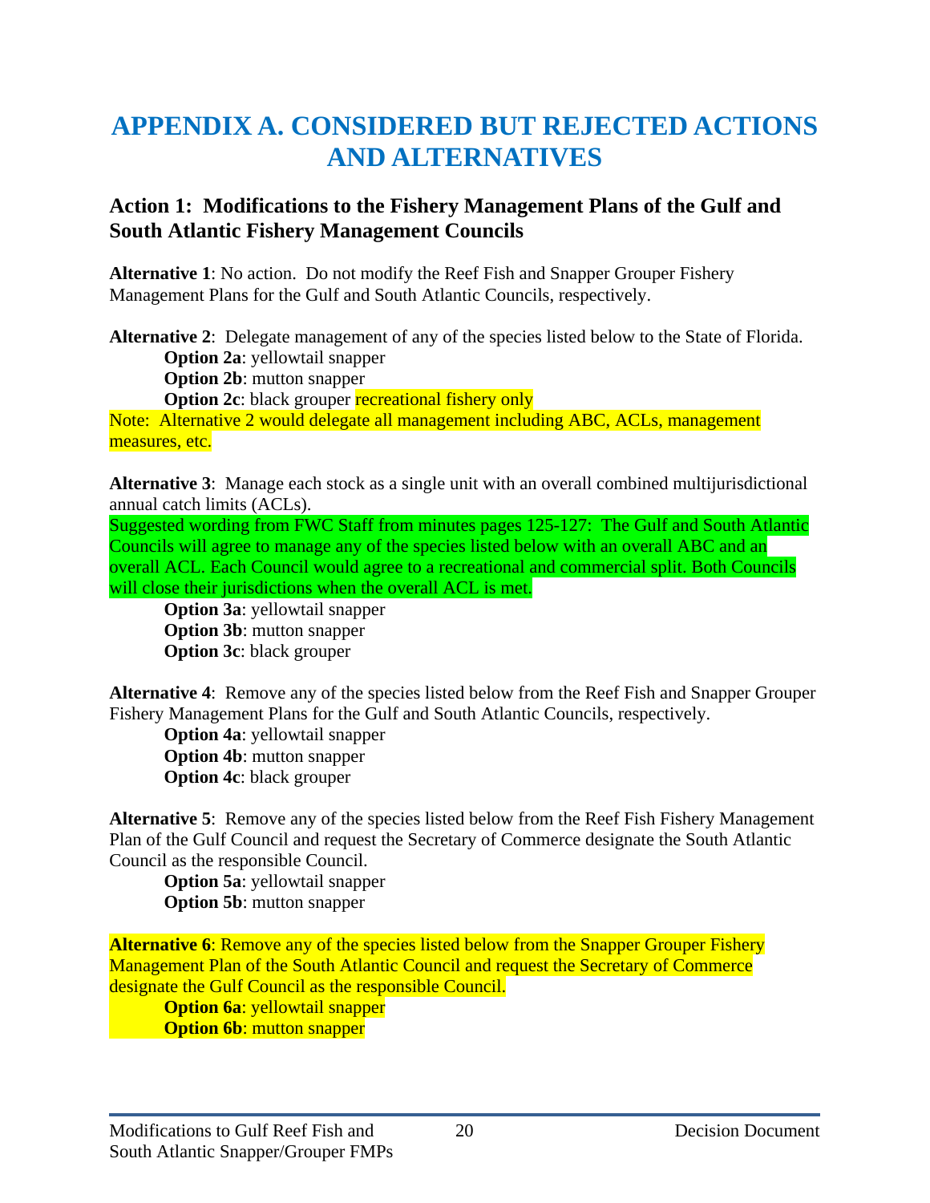# APPENDIX A. CONSIDERED BUT REJECTED ACTIONS AND ALTERNATIVES

## Action 1: Modifications to the Fishery Management Plans of the Gulf and South Atlantic Fishery Management Councils

**Alternative 1**: No action. Do not modify the Reef Fish and Snapper Grouper Fishery Management Plans for the Gulf and South Atlantic Councils, respectively.

**Alternative 2**: Delegate management of any of the species listed below to the State of Florida.

- **Option 2a**: yellowtail snapper
- **Option 2b**: mutton snapper
- **Option 2c**: black grouper recreational fishery only

Note: Alternative 2 would delegate all management including ABC, ACLs, management measures, etc.

**Alternative 3**: Manage each stock as a single unit with an overall combined multijurisdictional annual catch limits (ACLs).

Suggested wording from FWC Staff from minutes pages 125-127: The Gulf and South Atlantic Councils will agree to manage any of the species listed below with an overall ABC and an overall ACL. Each Council would agree to a recreational and commercial split. Both Councils will close their jurisdictions when the overall ACL is met.

- **Option 3a**: yellowtail snapper
- **Option 3b**: mutton snapper
- **Option 3c**: black grouper

**Alternative 4**: Remove any of the species listed below from the Reef Fish and Snapper Grouper Fishery Management Plans for the Gulf and South Atlantic Councils, respectively.

- **Option 4a**: yellowtail snapper
- **Option 4b**: mutton snapper
- **Option 4c**: black grouper

**Alternative 5**: Remove any of the species listed below from the Reef Fish Fishery Management Plan of the Gulf Council and request the Secretary of Commerce designate the South Atlantic Council as the responsible Council.

- **Option 5a**: yellowtail snapper
- **Option 5b**: mutton snapper

**Alternative 6**: Remove any of the species listed below from the Snapper Grouper Fishery Management Plan of the South Atlantic Council and request the Secretary of Commerce designate the Gulf Council as the responsible Council.

- **Option 6a**: yellowtail snapper
- **Option 6b**: mutton snapper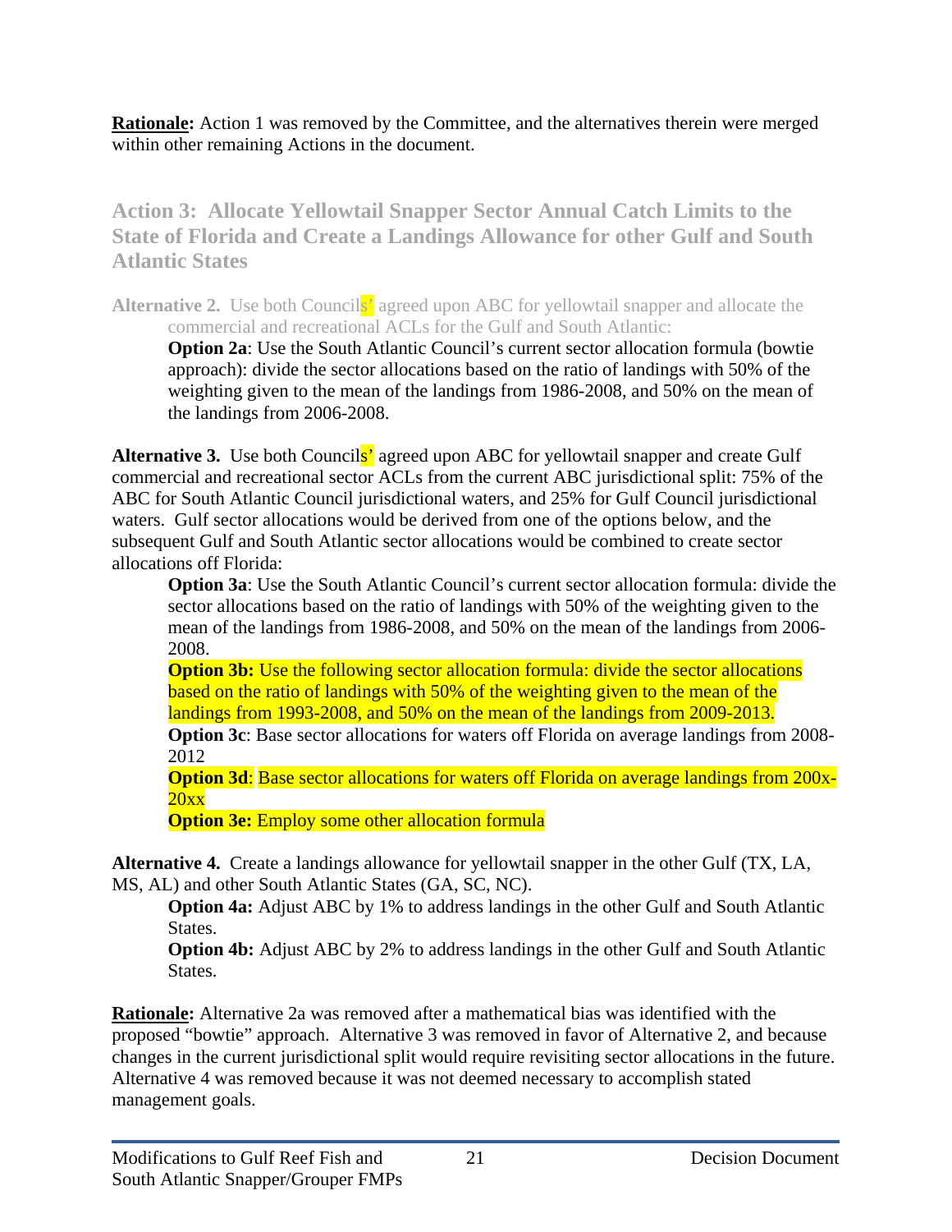**Rationale:** Action 1 was removed by the Committee, and the alternatives therein were merged within other remaining Actions in the document.

## Action 3: Allocate Yellowtail Snapper Sector Annual Catch Limits to the State of Florida and Create a Landings Allowance for other Gulf and South Atlantic States

**Alternative 2.** Use both Councils' agreed upon ABC for yellowtail snapper and allocate the commercial and recreational ACLs for the Gulf and South Atlantic:

> **Option 2a**: Use the South Atlantic Council's current sector allocation formula (bowtie approach): divide the sector allocations based on the ratio of landings with 50% of the weighting given to the mean of the landings from 1986-2008, and 50% on the mean of the landings from 2006-2008.

**Alternative 3.** Use both Councils' agreed upon ABC for yellowtail snapper and create Gulf commercial and recreational sector ACLs from the current ABC jurisdictional split: 75% of the ABC for South Atlantic Council jurisdictional waters, and 25% for Gulf Council jurisdictional waters. Gulf sector allocations would be derived from one of the options below, and the subsequent Gulf and South Atlantic sector allocations would be combined to create sector allocations off Florida:

> **Option 3a**: Use the South Atlantic Council's current sector allocation formula: divide the sector allocations based on the ratio of landings with 50% of the weighting given to the mean of the landings from 1986-2008, and 50% on the mean of the landings from 2006-2008.
> **Option 3b:** Use the following sector allocation formula: divide the sector allocations based on the ratio of landings with 50% of the weighting given to the mean of the landings from 1993-2008, and 50% on the mean of the landings from 2009-2013.
> **Option 3c**: Base sector allocations for waters off Florida on average landings from 2008-2012
> **Option 3d**: Base sector allocations for waters off Florida on average landings from 200x-20xx
> **Option 3e:** Employ some other allocation formula

**Alternative 4.** Create a landings allowance for yellowtail snapper in the other Gulf (TX, LA, MS, AL) and other South Atlantic States (GA, SC, NC).

> **Option 4a:** Adjust ABC by 1% to address landings in the other Gulf and South Atlantic States.
> **Option 4b:** Adjust ABC by 2% to address landings in the other Gulf and South Atlantic States.

**Rationale:** Alternative 2a was removed after a mathematical bias was identified with the proposed "bowtie" approach. Alternative 3 was removed in favor of Alternative 2, and because changes in the current jurisdictional split would require revisiting sector allocations in the future. Alternative 4 was removed because it was not deemed necessary to accomplish stated management goals.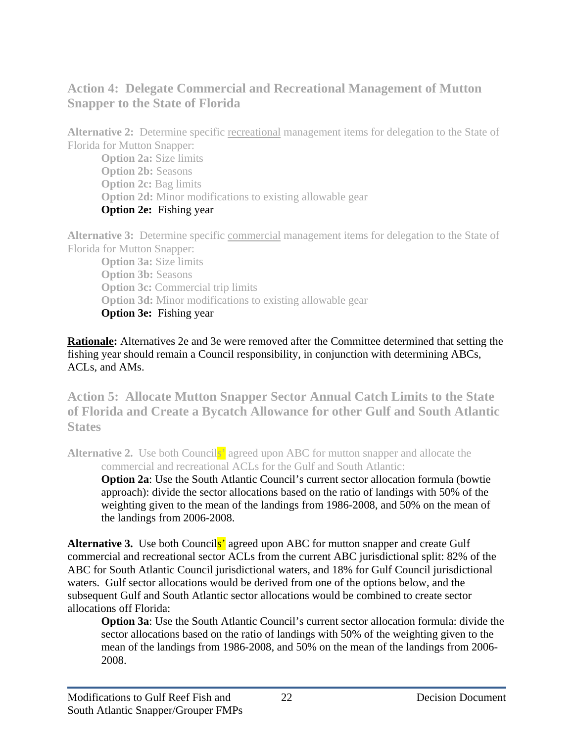## Action 4: Delegate Commercial and Recreational Management of Mutton Snapper to the State of Florida

**Alternative 2:** Determine specific recreational management items for delegation to the State of Florida for Mutton Snapper:

- **Option 2a:** Size limits
- **Option 2b:** Seasons
- **Option 2c:** Bag limits
- **Option 2d:** Minor modifications to existing allowable gear
- **Option 2e:** Fishing year

**Alternative 3:** Determine specific commercial management items for delegation to the State of Florida for Mutton Snapper:

- **Option 3a:** Size limits
- **Option 3b:** Seasons
- **Option 3c:** Commercial trip limits
- **Option 3d:** Minor modifications to existing allowable gear
- **Option 3e:** Fishing year

**Rationale:** Alternatives 2e and 3e were removed after the Committee determined that setting the fishing year should remain a Council responsibility, in conjunction with determining ABCs, ACLs, and AMs.

## Action 5: Allocate Mutton Snapper Sector Annual Catch Limits to the State of Florida and Create a Bycatch Allowance for other Gulf and South Atlantic States

**Alternative 2.** Use both Councils' agreed upon ABC for mutton snapper and allocate the commercial and recreational ACLs for the Gulf and South Atlantic:

**Option 2a**: Use the South Atlantic Council's current sector allocation formula (bowtie approach): divide the sector allocations based on the ratio of landings with 50% of the weighting given to the mean of the landings from 1986-2008, and 50% on the mean of the landings from 2006-2008.

**Alternative 3.** Use both Councils' agreed upon ABC for mutton snapper and create Gulf commercial and recreational sector ACLs from the current ABC jurisdictional split: 82% of the ABC for South Atlantic Council jurisdictional waters, and 18% for Gulf Council jurisdictional waters. Gulf sector allocations would be derived from one of the options below, and the subsequent Gulf and South Atlantic sector allocations would be combined to create sector allocations off Florida:

**Option 3a**: Use the South Atlantic Council's current sector allocation formula: divide the sector allocations based on the ratio of landings with 50% of the weighting given to the mean of the landings from 1986-2008, and 50% on the mean of the landings from 2006-2008.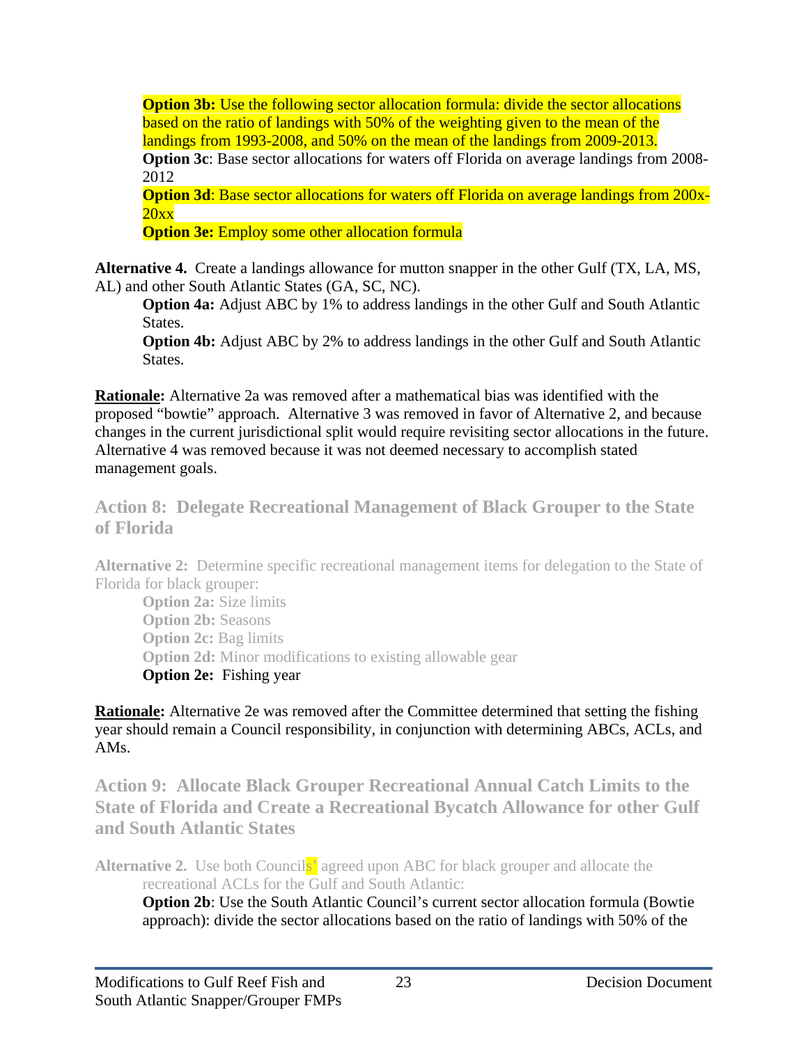**Option 3b:** Use the following sector allocation formula: divide the sector allocations based on the ratio of landings with 50% of the weighting given to the mean of the landings from 1993-2008, and 50% on the mean of the landings from 2009-2013.

**Option 3c**: Base sector allocations for waters off Florida on average landings from 2008-2012

**Option 3d**: Base sector allocations for waters off Florida on average landings from 200x-20xx

**Option 3e:** Employ some other allocation formula

**Alternative 4.** Create a landings allowance for mutton snapper in the other Gulf (TX, LA, MS, AL) and other South Atlantic States (GA, SC, NC).

**Option 4a:** Adjust ABC by 1% to address landings in the other Gulf and South Atlantic States.

**Option 4b:** Adjust ABC by 2% to address landings in the other Gulf and South Atlantic States.

**Rationale:** Alternative 2a was removed after a mathematical bias was identified with the proposed "bowtie" approach. Alternative 3 was removed in favor of Alternative 2, and because changes in the current jurisdictional split would require revisiting sector allocations in the future. Alternative 4 was removed because it was not deemed necessary to accomplish stated management goals.

## Action 8: Delegate Recreational Management of Black Grouper to the State of Florida

**Alternative 2:** Determine specific recreational management items for delegation to the State of Florida for black grouper:

**Option 2a:** Size limits

**Option 2b:** Seasons

**Option 2c:** Bag limits

**Option 2d:** Minor modifications to existing allowable gear

**Option 2e:** Fishing year

**Rationale:** Alternative 2e was removed after the Committee determined that setting the fishing year should remain a Council responsibility, in conjunction with determining ABCs, ACLs, and AMs.

## Action 9: Allocate Black Grouper Recreational Annual Catch Limits to the State of Florida and Create a Recreational Bycatch Allowance for other Gulf and South Atlantic States

**Alternative 2.** Use both Councils' agreed upon ABC for black grouper and allocate the recreational ACLs for the Gulf and South Atlantic:

**Option 2b**: Use the South Atlantic Council's current sector allocation formula (Bowtie approach): divide the sector allocations based on the ratio of landings with 50% of the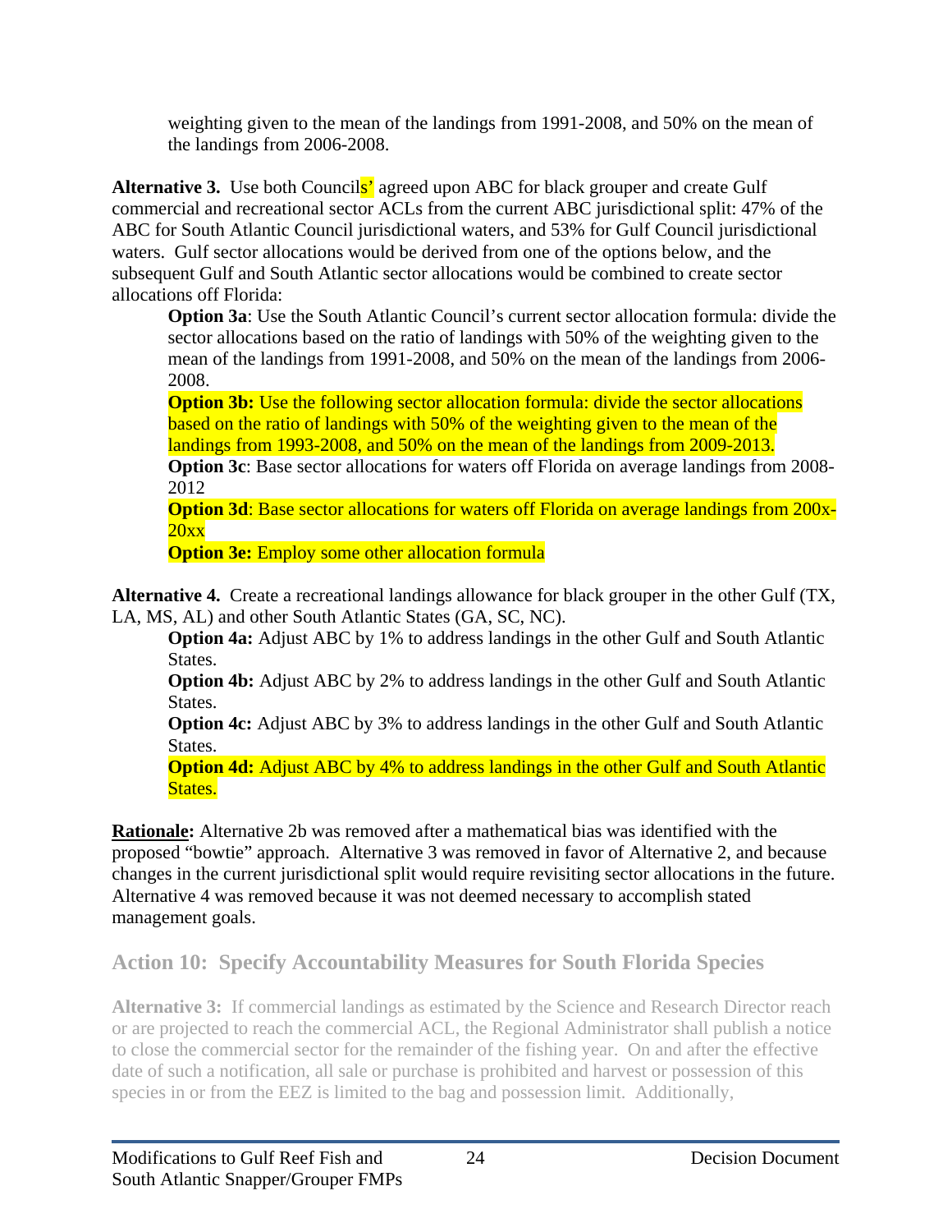weighting given to the mean of the landings from 1991-2008, and 50% on the mean of the landings from 2006-2008.

**Alternative 3.** Use both Councils' agreed upon ABC for black grouper and create Gulf commercial and recreational sector ACLs from the current ABC jurisdictional split: 47% of the ABC for South Atlantic Council jurisdictional waters, and 53% for Gulf Council jurisdictional waters. Gulf sector allocations would be derived from one of the options below, and the subsequent Gulf and South Atlantic sector allocations would be combined to create sector allocations off Florida:

> **Option 3a**: Use the South Atlantic Council's current sector allocation formula: divide the sector allocations based on the ratio of landings with 50% of the weighting given to the mean of the landings from 1991-2008, and 50% on the mean of the landings from 2006-2008.
>
> **Option 3b:** Use the following sector allocation formula: divide the sector allocations based on the ratio of landings with 50% of the weighting given to the mean of the landings from 1993-2008, and 50% on the mean of the landings from 2009-2013.
>
> **Option 3c**: Base sector allocations for waters off Florida on average landings from 2008-2012
>
> **Option 3d**: Base sector allocations for waters off Florida on average landings from 200x-20xx
>
> **Option 3e:** Employ some other allocation formula

**Alternative 4.** Create a recreational landings allowance for black grouper in the other Gulf (TX, LA, MS, AL) and other South Atlantic States (GA, SC, NC).

> **Option 4a:** Adjust ABC by 1% to address landings in the other Gulf and South Atlantic States.
>
> **Option 4b:** Adjust ABC by 2% to address landings in the other Gulf and South Atlantic States.
>
> **Option 4c:** Adjust ABC by 3% to address landings in the other Gulf and South Atlantic States.
>
> **Option 4d:** Adjust ABC by 4% to address landings in the other Gulf and South Atlantic States.

**Rationale:** Alternative 2b was removed after a mathematical bias was identified with the proposed "bowtie" approach. Alternative 3 was removed in favor of Alternative 2, and because changes in the current jurisdictional split would require revisiting sector allocations in the future. Alternative 4 was removed because it was not deemed necessary to accomplish stated management goals.

## Action 10: Specify Accountability Measures for South Florida Species

**Alternative 3:** If commercial landings as estimated by the Science and Research Director reach or are projected to reach the commercial ACL, the Regional Administrator shall publish a notice to close the commercial sector for the remainder of the fishing year. On and after the effective date of such a notification, all sale or purchase is prohibited and harvest or possession of this species in or from the EEZ is limited to the bag and possession limit. Additionally,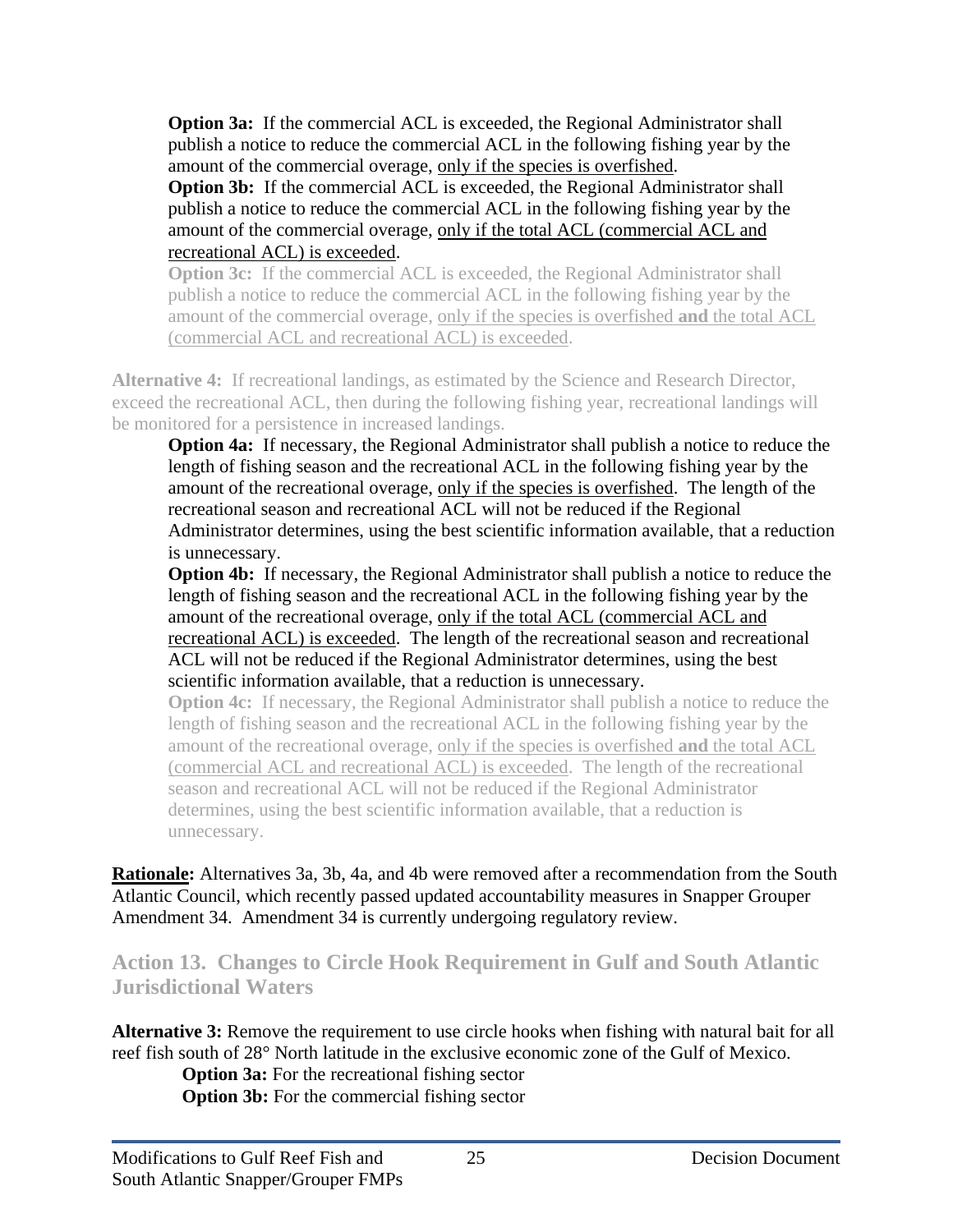**Option 3a:** If the commercial ACL is exceeded, the Regional Administrator shall publish a notice to reduce the commercial ACL in the following fishing year by the amount of the commercial overage, only if the species is overfished.

**Option 3b:** If the commercial ACL is exceeded, the Regional Administrator shall publish a notice to reduce the commercial ACL in the following fishing year by the amount of the commercial overage, only if the total ACL (commercial ACL and recreational ACL) is exceeded.

**Option 3c:** If the commercial ACL is exceeded, the Regional Administrator shall publish a notice to reduce the commercial ACL in the following fishing year by the amount of the commercial overage, only if the species is overfished **and** the total ACL (commercial ACL and recreational ACL) is exceeded.

**Alternative 4:** If recreational landings, as estimated by the Science and Research Director, exceed the recreational ACL, then during the following fishing year, recreational landings will be monitored for a persistence in increased landings.

**Option 4a:** If necessary, the Regional Administrator shall publish a notice to reduce the length of fishing season and the recreational ACL in the following fishing year by the amount of the recreational overage, only if the species is overfished. The length of the recreational season and recreational ACL will not be reduced if the Regional Administrator determines, using the best scientific information available, that a reduction is unnecessary.

**Option 4b:** If necessary, the Regional Administrator shall publish a notice to reduce the length of fishing season and the recreational ACL in the following fishing year by the amount of the recreational overage, only if the total ACL (commercial ACL and recreational ACL) is exceeded. The length of the recreational season and recreational ACL will not be reduced if the Regional Administrator determines, using the best scientific information available, that a reduction is unnecessary.

**Option 4c:** If necessary, the Regional Administrator shall publish a notice to reduce the length of fishing season and the recreational ACL in the following fishing year by the amount of the recreational overage, only if the species is overfished **and** the total ACL (commercial ACL and recreational ACL) is exceeded. The length of the recreational season and recreational ACL will not be reduced if the Regional Administrator determines, using the best scientific information available, that a reduction is unnecessary.

**Rationale:** Alternatives 3a, 3b, 4a, and 4b were removed after a recommendation from the South Atlantic Council, which recently passed updated accountability measures in Snapper Grouper Amendment 34. Amendment 34 is currently undergoing regulatory review.

## Action 13. Changes to Circle Hook Requirement in Gulf and South Atlantic Jurisdictional Waters

**Alternative 3:** Remove the requirement to use circle hooks when fishing with natural bait for all reef fish south of 28° North latitude in the exclusive economic zone of the Gulf of Mexico.

**Option 3a:** For the recreational fishing sector

**Option 3b:** For the commercial fishing sector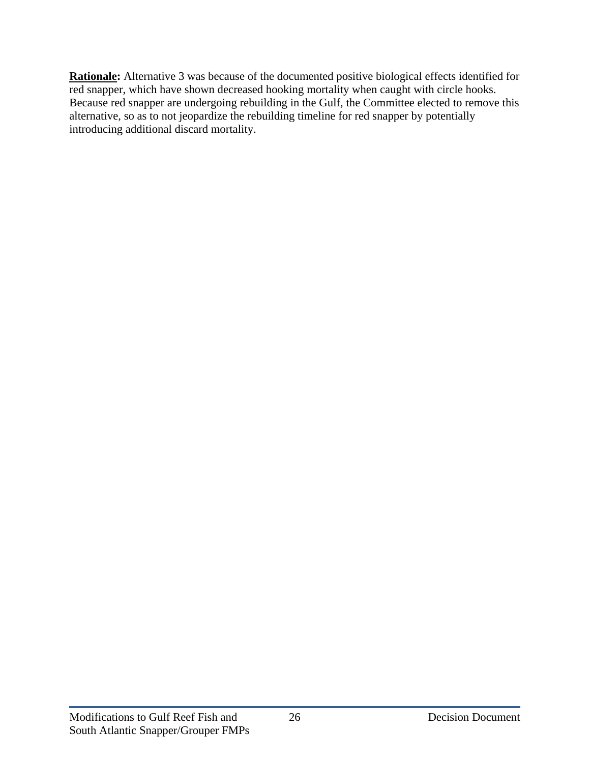**Rationale:** Alternative 3 was because of the documented positive biological effects identified for red snapper, which have shown decreased hooking mortality when caught with circle hooks. Because red snapper are undergoing rebuilding in the Gulf, the Committee elected to remove this alternative, so as to not jeopardize the rebuilding timeline for red snapper by potentially introducing additional discard mortality.